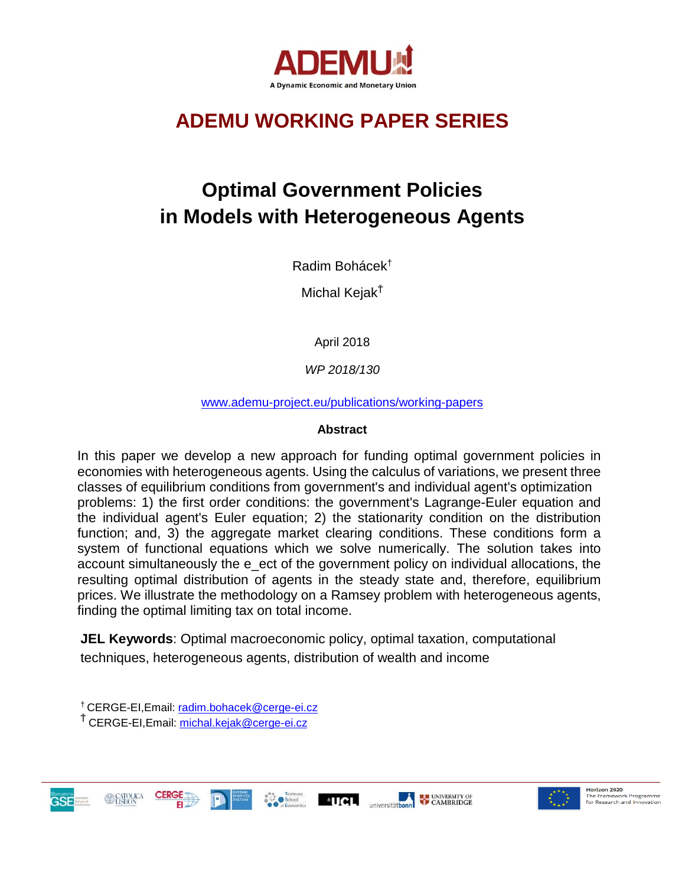ADEMU

A Dynamic Economic and Monetary Union

# ADEMU WORKING PAPER SERIES

# Optimal Government Policies in Models with Heterogeneous Agents

Radim Bohácek[†]

Michal Kejak[‡]

April 2018

*WP 2018/130*

www.ademu-project.eu/publications/working-papers

**Abstract**

In this paper we develop a new approach for funding optimal government policies in economies with heterogeneous agents. Using the calculus of variations, we present three classes of equilibrium conditions from government's and individual agent's optimization problems: 1) the first order conditions: the government's Lagrange-Euler equation and the individual agent's Euler equation; 2) the stationarity condition on the distribution function; and, 3) the aggregate market clearing conditions. These conditions form a system of functional equations which we solve numerically. The solution takes into account simultaneously the e_ect of the government policy on individual allocations, the resulting optimal distribution of agents in the steady state and, therefore, equilibrium prices. We illustrate the methodology on a Ramsey problem with heterogeneous agents, finding the optimal limiting tax on total income.

**JEL Keywords**: Optimal macroeconomic policy, optimal taxation, computational techniques, heterogeneous agents, distribution of wealth and income

[†] CERGE-EI,Email: radim.bohacek@cerge-ei.cz

[‡] CERGE-EI,Email: michal.kejak@cerge-ei.cz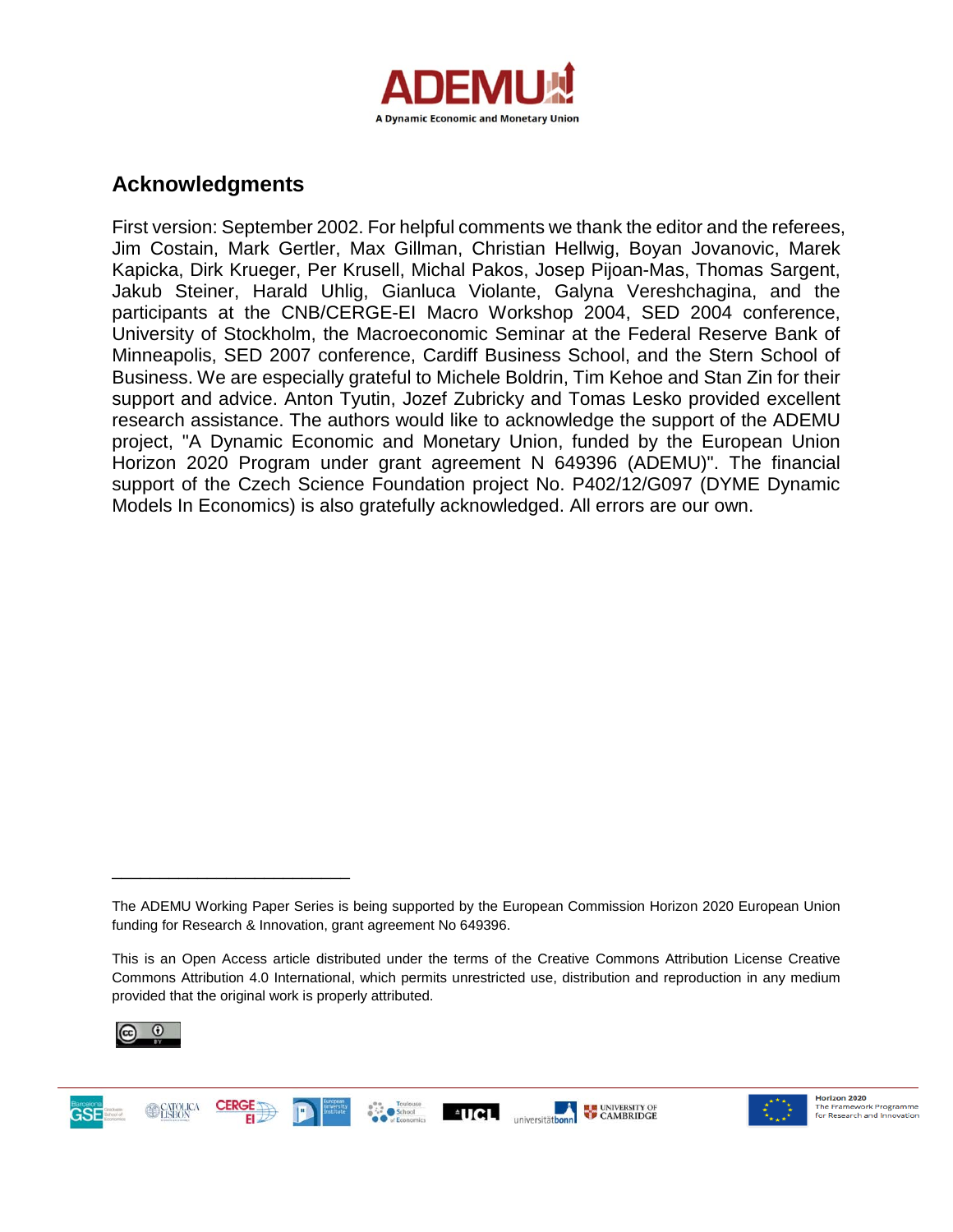## Acknowledgments

First version: September 2002. For helpful comments we thank the editor and the referees, Jim Costain, Mark Gertler, Max Gillman, Christian Hellwig, Boyan Jovanovic, Marek Kapicka, Dirk Krueger, Per Krusell, Michal Pakos, Josep Pijoan-Mas, Thomas Sargent, Jakub Steiner, Harald Uhlig, Gianluca Violante, Galyna Vereshchagina, and the participants at the CNB/CERGE-EI Macro Workshop 2004, SED 2004 conference, University of Stockholm, the Macroeconomic Seminar at the Federal Reserve Bank of Minneapolis, SED 2007 conference, Cardiff Business School, and the Stern School of Business. We are especially grateful to Michele Boldrin, Tim Kehoe and Stan Zin for their support and advice. Anton Tyutin, Jozef Zubricky and Tomas Lesko provided excellent research assistance. The authors would like to acknowledge the support of the ADEMU project, "A Dynamic Economic and Monetary Union, funded by the European Union Horizon 2020 Program under grant agreement N 649396 (ADEMU)". The financial support of the Czech Science Foundation project No. P402/12/G097 (DYME Dynamic Models In Economics) is also gratefully acknowledged. All errors are our own.

---

The ADEMU Working Paper Series is being supported by the European Commission Horizon 2020 European Union funding for Research & Innovation, grant agreement No 649396.

This is an Open Access article distributed under the terms of the Creative Commons Attribution License Creative Commons Attribution 4.0 International, which permits unrestricted use, distribution and reproduction in any medium provided that the original work is properly attributed.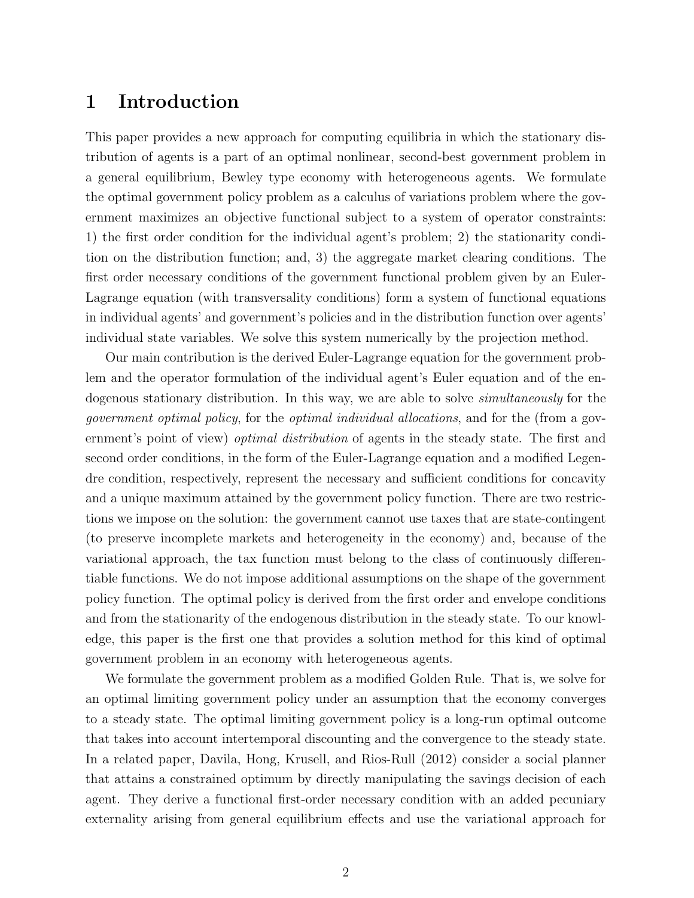# 1 Introduction

This paper provides a new approach for computing equilibria in which the stationary distribution of agents is a part of an optimal nonlinear, second-best government problem in a general equilibrium, Bewley type economy with heterogeneous agents. We formulate the optimal government policy problem as a calculus of variations problem where the government maximizes an objective functional subject to a system of operator constraints: 1) the first order condition for the individual agent's problem; 2) the stationarity condition on the distribution function; and, 3) the aggregate market clearing conditions. The first order necessary conditions of the government functional problem given by an Euler-Lagrange equation (with transversality conditions) form a system of functional equations in individual agents' and government's policies and in the distribution function over agents' individual state variables. We solve this system numerically by the projection method.

Our main contribution is the derived Euler-Lagrange equation for the government problem and the operator formulation of the individual agent's Euler equation and of the endogenous stationary distribution. In this way, we are able to solve *simultaneously* for the *government optimal policy*, for the *optimal individual allocations*, and for the (from a government's point of view) *optimal distribution* of agents in the steady state. The first and second order conditions, in the form of the Euler-Lagrange equation and a modified Legendre condition, respectively, represent the necessary and sufficient conditions for concavity and a unique maximum attained by the government policy function. There are two restrictions we impose on the solution: the government cannot use taxes that are state-contingent (to preserve incomplete markets and heterogeneity in the economy) and, because of the variational approach, the tax function must belong to the class of continuously differentiable functions. We do not impose additional assumptions on the shape of the government policy function. The optimal policy is derived from the first order and envelope conditions and from the stationarity of the endogenous distribution in the steady state. To our knowledge, this paper is the first one that provides a solution method for this kind of optimal government problem in an economy with heterogeneous agents.

We formulate the government problem as a modified Golden Rule. That is, we solve for an optimal limiting government policy under an assumption that the economy converges to a steady state. The optimal limiting government policy is a long-run optimal outcome that takes into account intertemporal discounting and the convergence to the steady state. In a related paper, Davila, Hong, Krusell, and Rios-Rull (2012) consider a social planner that attains a constrained optimum by directly manipulating the savings decision of each agent. They derive a functional first-order necessary condition with an added pecuniary externality arising from general equilibrium effects and use the variational approach for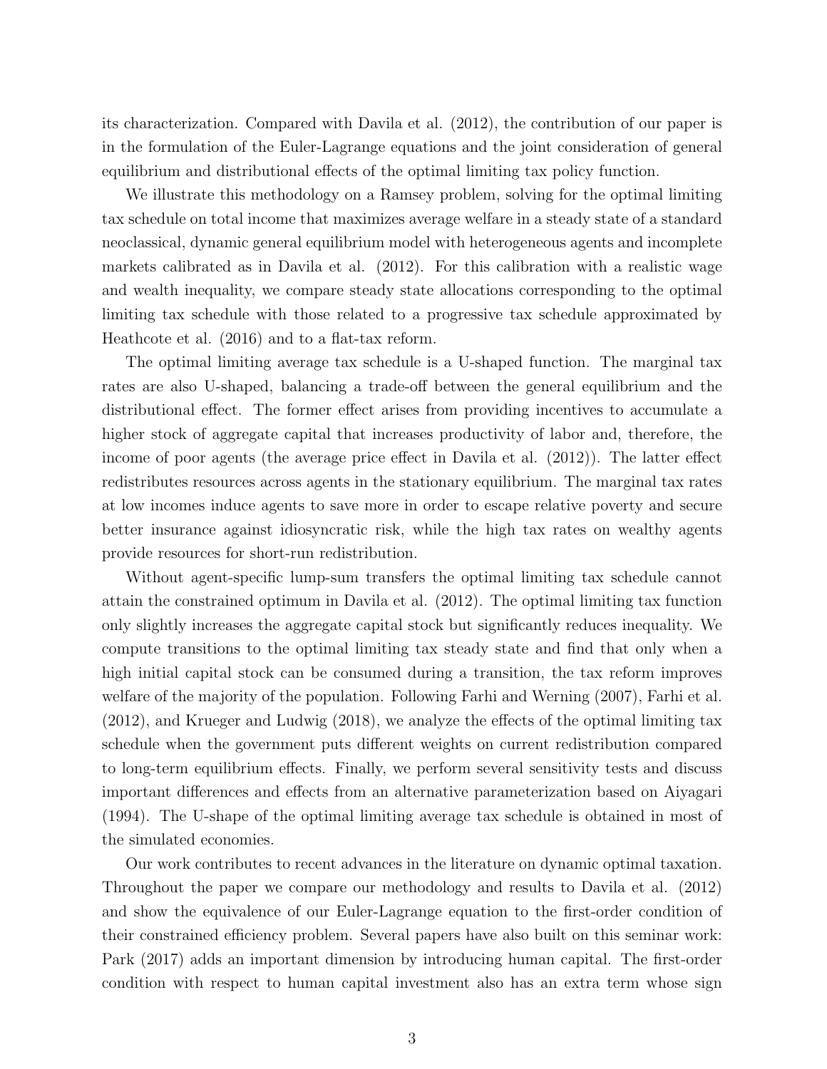its characterization. Compared with Davila et al. (2012), the contribution of our paper is in the formulation of the Euler-Lagrange equations and the joint consideration of general equilibrium and distributional effects of the optimal limiting tax policy function.

We illustrate this methodology on a Ramsey problem, solving for the optimal limiting tax schedule on total income that maximizes average welfare in a steady state of a standard neoclassical, dynamic general equilibrium model with heterogeneous agents and incomplete markets calibrated as in Davila et al. (2012). For this calibration with a realistic wage and wealth inequality, we compare steady state allocations corresponding to the optimal limiting tax schedule with those related to a progressive tax schedule approximated by Heathcote et al. (2016) and to a flat-tax reform.

The optimal limiting average tax schedule is a U-shaped function. The marginal tax rates are also U-shaped, balancing a trade-off between the general equilibrium and the distributional effect. The former effect arises from providing incentives to accumulate a higher stock of aggregate capital that increases productivity of labor and, therefore, the income of poor agents (the average price effect in Davila et al. (2012)). The latter effect redistributes resources across agents in the stationary equilibrium. The marginal tax rates at low incomes induce agents to save more in order to escape relative poverty and secure better insurance against idiosyncratic risk, while the high tax rates on wealthy agents provide resources for short-run redistribution.

Without agent-specific lump-sum transfers the optimal limiting tax schedule cannot attain the constrained optimum in Davila et al. (2012). The optimal limiting tax function only slightly increases the aggregate capital stock but significantly reduces inequality. We compute transitions to the optimal limiting tax steady state and find that only when a high initial capital stock can be consumed during a transition, the tax reform improves welfare of the majority of the population. Following Farhi and Werning (2007), Farhi et al. (2012), and Krueger and Ludwig (2018), we analyze the effects of the optimal limiting tax schedule when the government puts different weights on current redistribution compared to long-term equilibrium effects. Finally, we perform several sensitivity tests and discuss important differences and effects from an alternative parameterization based on Aiyagari (1994). The U-shape of the optimal limiting average tax schedule is obtained in most of the simulated economies.

Our work contributes to recent advances in the literature on dynamic optimal taxation. Throughout the paper we compare our methodology and results to Davila et al. (2012) and show the equivalence of our Euler-Lagrange equation to the first-order condition of their constrained efficiency problem. Several papers have also built on this seminar work: Park (2017) adds an important dimension by introducing human capital. The first-order condition with respect to human capital investment also has an extra term whose sign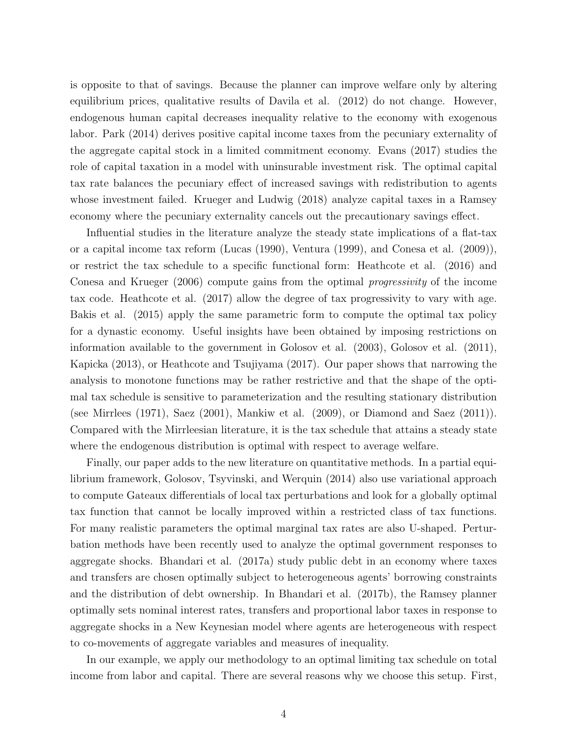is opposite to that of savings. Because the planner can improve welfare only by altering equilibrium prices, qualitative results of Davila et al. (2012) do not change. However, endogenous human capital decreases inequality relative to the economy with exogenous labor. Park (2014) derives positive capital income taxes from the pecuniary externality of the aggregate capital stock in a limited commitment economy. Evans (2017) studies the role of capital taxation in a model with uninsurable investment risk. The optimal capital tax rate balances the pecuniary effect of increased savings with redistribution to agents whose investment failed. Krueger and Ludwig (2018) analyze capital taxes in a Ramsey economy where the pecuniary externality cancels out the precautionary savings effect.

Influential studies in the literature analyze the steady state implications of a flat-tax or a capital income tax reform (Lucas (1990), Ventura (1999), and Conesa et al. (2009)), or restrict the tax schedule to a specific functional form: Heathcote et al. (2016) and Conesa and Krueger (2006) compute gains from the optimal *progressivity* of the income tax code. Heathcote et al. (2017) allow the degree of tax progressivity to vary with age. Bakis et al. (2015) apply the same parametric form to compute the optimal tax policy for a dynastic economy. Useful insights have been obtained by imposing restrictions on information available to the government in Golosov et al. (2003), Golosov et al. (2011), Kapicka (2013), or Heathcote and Tsujiyama (2017). Our paper shows that narrowing the analysis to monotone functions may be rather restrictive and that the shape of the optimal tax schedule is sensitive to parameterization and the resulting stationary distribution (see Mirrlees (1971), Saez (2001), Mankiw et al. (2009), or Diamond and Saez (2011)). Compared with the Mirrleesian literature, it is the tax schedule that attains a steady state where the endogenous distribution is optimal with respect to average welfare.

Finally, our paper adds to the new literature on quantitative methods. In a partial equilibrium framework, Golosov, Tsyvinski, and Werquin (2014) also use variational approach to compute Gateaux differentials of local tax perturbations and look for a globally optimal tax function that cannot be locally improved within a restricted class of tax functions. For many realistic parameters the optimal marginal tax rates are also U-shaped. Perturbation methods have been recently used to analyze the optimal government responses to aggregate shocks. Bhandari et al. (2017a) study public debt in an economy where taxes and transfers are chosen optimally subject to heterogeneous agents' borrowing constraints and the distribution of debt ownership. In Bhandari et al. (2017b), the Ramsey planner optimally sets nominal interest rates, transfers and proportional labor taxes in response to aggregate shocks in a New Keynesian model where agents are heterogeneous with respect to co-movements of aggregate variables and measures of inequality.

In our example, we apply our methodology to an optimal limiting tax schedule on total income from labor and capital. There are several reasons why we choose this setup. First,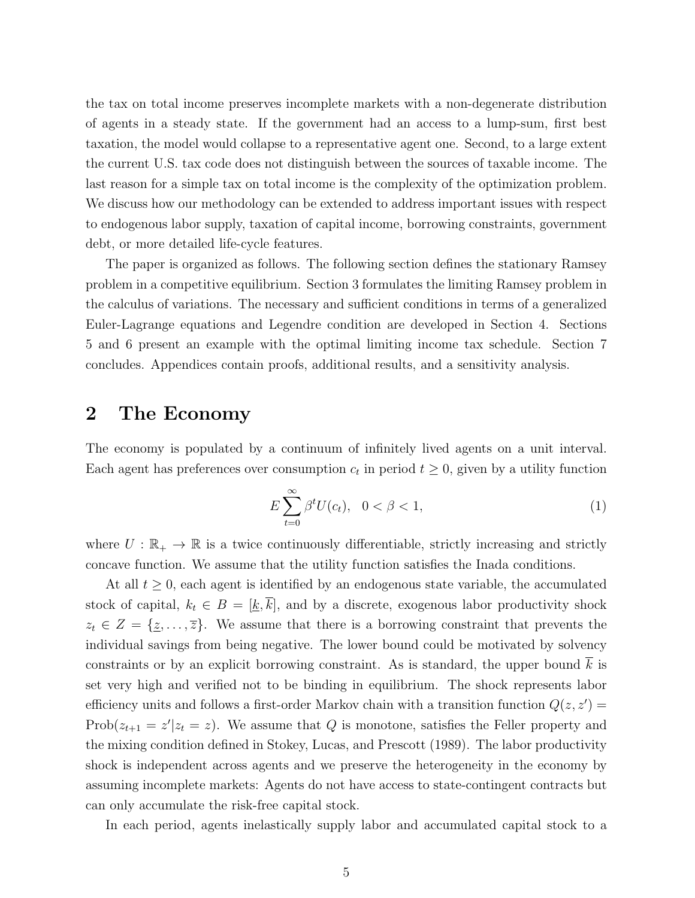the tax on total income preserves incomplete markets with a non-degenerate distribution of agents in a steady state. If the government had an access to a lump-sum, first best taxation, the model would collapse to a representative agent one. Second, to a large extent the current U.S. tax code does not distinguish between the sources of taxable income. The last reason for a simple tax on total income is the complexity of the optimization problem. We discuss how our methodology can be extended to address important issues with respect to endogenous labor supply, taxation of capital income, borrowing constraints, government debt, or more detailed life-cycle features.

The paper is organized as follows. The following section defines the stationary Ramsey problem in a competitive equilibrium. Section 3 formulates the limiting Ramsey problem in the calculus of variations. The necessary and sufficient conditions in terms of a generalized Euler-Lagrange equations and Legendre condition are developed in Section 4. Sections 5 and 6 present an example with the optimal limiting income tax schedule. Section 7 concludes. Appendices contain proofs, additional results, and a sensitivity analysis.

## 2 The Economy

The economy is populated by a continuum of infinitely lived agents on a unit interval. Each agent has preferences over consumption $c_t$ in period $t \geq 0$, given by a utility function

$$E \sum_{t=0}^{\infty} \beta^t U(c_t), \quad 0 < \beta < 1, \tag{1}$$

where $U : \mathbb{R}_+ \to \mathbb{R}$ is a twice continuously differentiable, strictly increasing and strictly concave function. We assume that the utility function satisfies the Inada conditions.

At all $t \geq 0$, each agent is identified by an endogenous state variable, the accumulated stock of capital, $k_t \in B = [\underline{k}, \overline{k}]$, and by a discrete, exogenous labor productivity shock $z_t \in Z = \{\underline{z}, \ldots, \overline{z}\}$. We assume that there is a borrowing constraint that prevents the individual savings from being negative. The lower bound could be motivated by solvency constraints or by an explicit borrowing constraint. As is standard, the upper bound $\overline{k}$ is set very high and verified not to be binding in equilibrium. The shock represents labor efficiency units and follows a first-order Markov chain with a transition function $Q(z, z') = \text{Prob}(z_{t+1} = z' | z_t = z)$. We assume that $Q$ is monotone, satisfies the Feller property and the mixing condition defined in Stokey, Lucas, and Prescott (1989). The labor productivity shock is independent across agents and we preserve the heterogeneity in the economy by assuming incomplete markets: Agents do not have access to state-contingent contracts but can only accumulate the risk-free capital stock.

In each period, agents inelastically supply labor and accumulated capital stock to a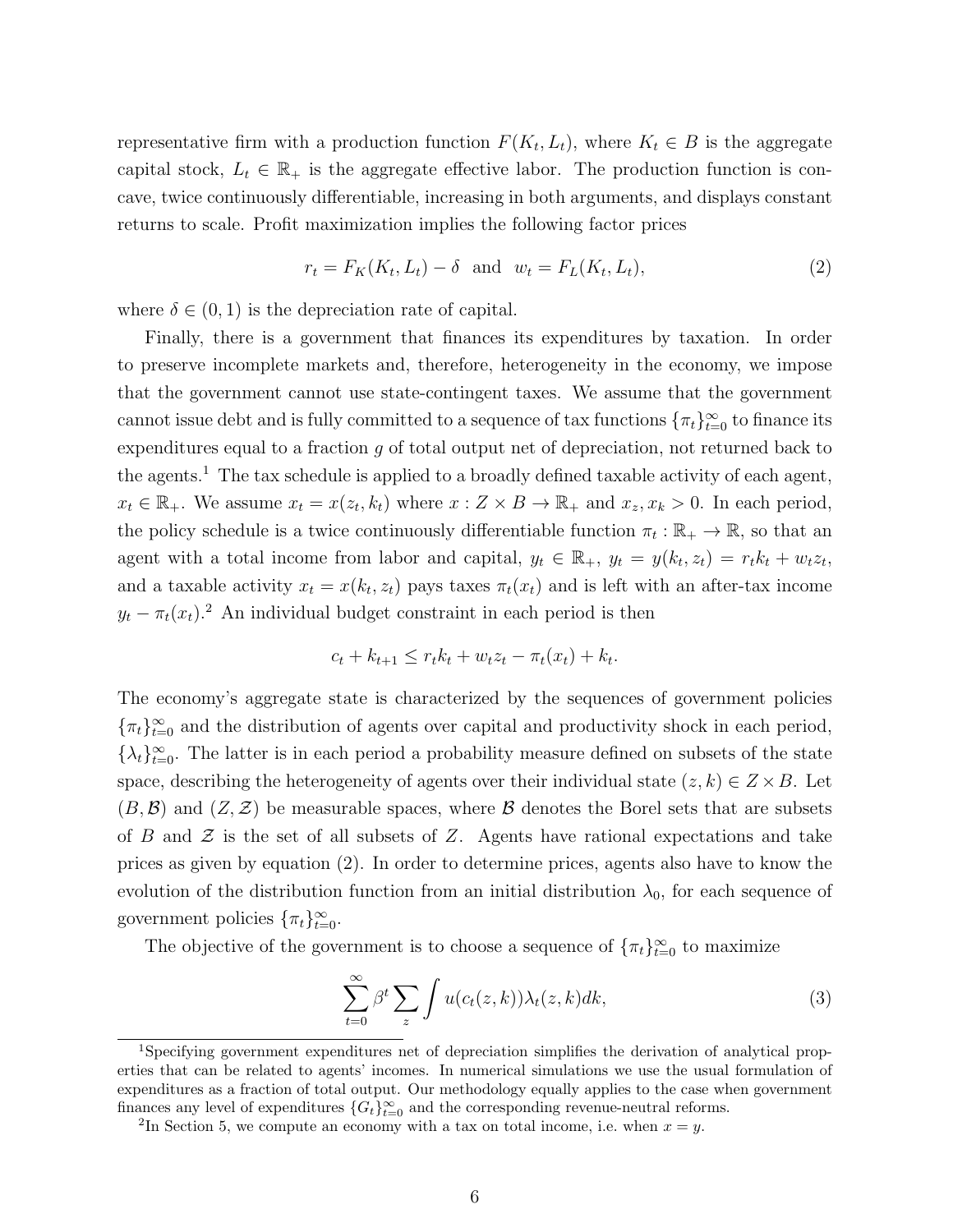representative firm with a production function $F(K_t, L_t)$, where $K_t \in B$ is the aggregate capital stock, $L_t \in \mathbb{R}_+$ is the aggregate effective labor. The production function is concave, twice continuously differentiable, increasing in both arguments, and displays constant returns to scale. Profit maximization implies the following factor prices

$$r_t = F_K(K_t, L_t) - \delta \quad \text{and} \quad w_t = F_L(K_t, L_t), \tag{2}$$

where $\delta \in (0, 1)$ is the depreciation rate of capital.

Finally, there is a government that finances its expenditures by taxation. In order to preserve incomplete markets and, therefore, heterogeneity in the economy, we impose that the government cannot use state-contingent taxes. We assume that the government cannot issue debt and is fully committed to a sequence of tax functions $\{\pi_t\}_{t=0}^{\infty}$ to finance its expenditures equal to a fraction $g$ of total output net of depreciation, not returned back to the agents.[1] The tax schedule is applied to a broadly defined taxable activity of each agent, $x_t \in \mathbb{R}_+$. We assume $x_t = x(z_t, k_t)$ where $x : Z \times B \to \mathbb{R}_+$ and $x_z, x_k > 0$. In each period, the policy schedule is a twice continuously differentiable function $\pi_t : \mathbb{R}_+ \to \mathbb{R}$, so that an agent with a total income from labor and capital, $y_t \in \mathbb{R}_+$, $y_t = y(k_t, z_t) = r_t k_t + w_t z_t$, and a taxable activity $x_t = x(k_t, z_t)$ pays taxes $\pi_t(x_t)$ and is left with an after-tax income $y_t - \pi_t(x_t)$.[2] An individual budget constraint in each period is then

$$c_t + k_{t+1} \leq r_t k_t + w_t z_t - \pi_t(x_t) + k_t.$$

The economy's aggregate state is characterized by the sequences of government policies $\{\pi_t\}_{t=0}^{\infty}$ and the distribution of agents over capital and productivity shock in each period, $\{\lambda_t\}_{t=0}^{\infty}$. The latter is in each period a probability measure defined on subsets of the state space, describing the heterogeneity of agents over their individual state $(z, k) \in Z \times B$. Let $(B, \mathcal{B})$ and $(Z, \mathcal{Z})$ be measurable spaces, where $\mathcal{B}$ denotes the Borel sets that are subsets of $B$ and $\mathcal{Z}$ is the set of all subsets of $Z$. Agents have rational expectations and take prices as given by equation (2). In order to determine prices, agents also have to know the evolution of the distribution function from an initial distribution $\lambda_0$, for each sequence of government policies $\{\pi_t\}_{t=0}^{\infty}$.

The objective of the government is to choose a sequence of $\{\pi_t\}_{t=0}^{\infty}$ to maximize

$$\sum_{t=0}^{\infty} \beta^t \sum_{z} \int u(c_t(z, k)) \lambda_t(z, k) dk, \tag{3}$$

[1] Specifying government expenditures net of depreciation simplifies the derivation of analytical properties that can be related to agents' incomes. In numerical simulations we use the usual formulation of expenditures as a fraction of total output. Our methodology equally applies to the case when government finances any level of expenditures $\{G_t\}_{t=0}^{\infty}$ and the corresponding revenue-neutral reforms.

[2] In Section 5, we compute an economy with a tax on total income, i.e. when $x = y$.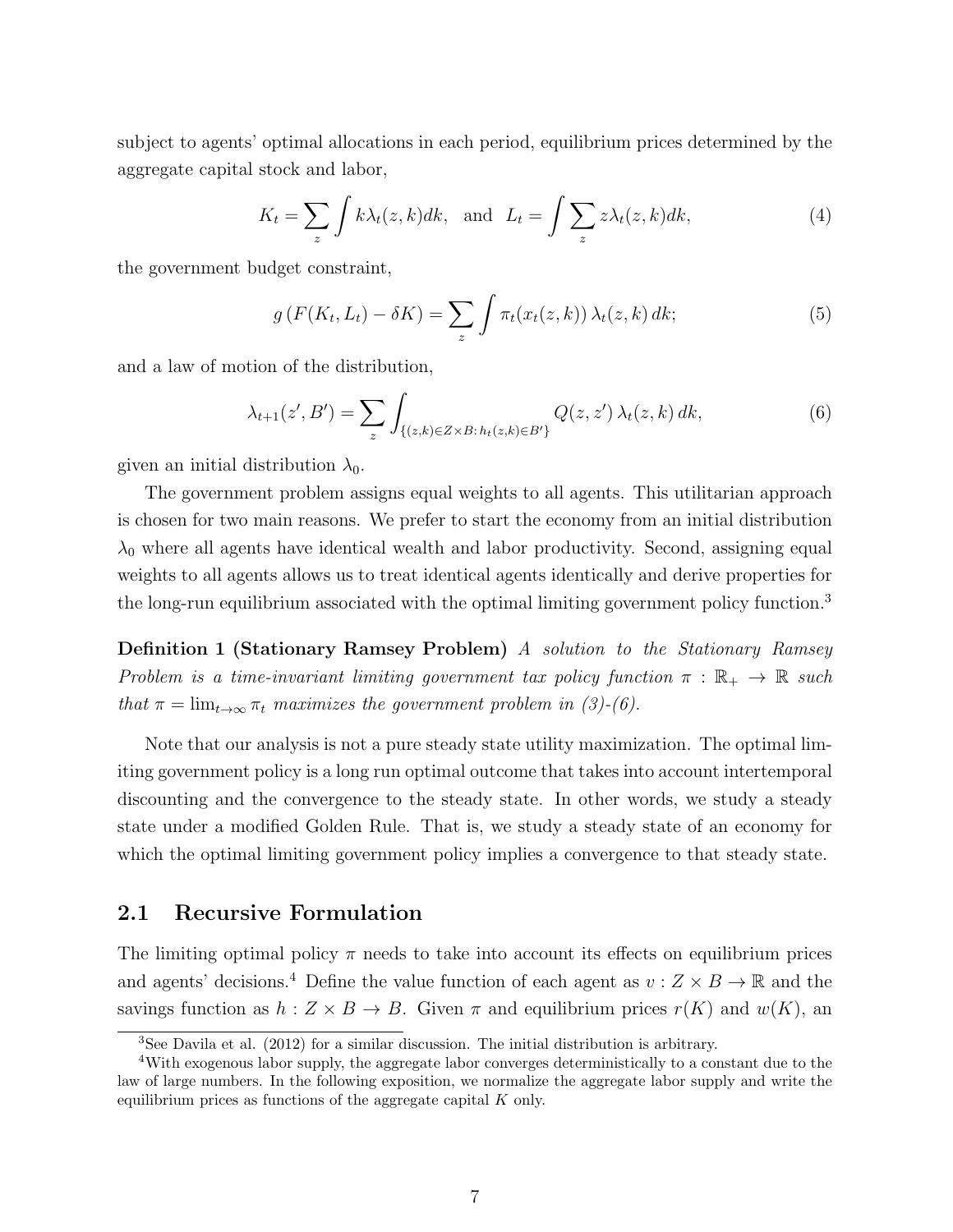subject to agents' optimal allocations in each period, equilibrium prices determined by the aggregate capital stock and labor,

$$K_t = \sum_z \int k \lambda_t(z,k) dk, \quad \text{and} \quad L_t = \int \sum_z z \lambda_t(z,k) dk, \tag{4}$$

the government budget constraint,

$$g\left(F(K_t, L_t) - \delta K\right) = \sum_z \int \pi_t(x_t(z,k))\, \lambda_t(z,k)\, dk; \tag{5}$$

and a law of motion of the distribution,

$$\lambda_{t+1}(z', B') = \sum_z \int_{\{(z,k) \in Z \times B:\, h_t(z,k) \in B'\}} Q(z,z')\, \lambda_t(z,k)\, dk, \tag{6}$$

given an initial distribution $\lambda_0$.

The government problem assigns equal weights to all agents. This utilitarian approach is chosen for two main reasons. We prefer to start the economy from an initial distribution $\lambda_0$ where all agents have identical wealth and labor productivity. Second, assigning equal weights to all agents allows us to treat identical agents identically and derive properties for the long-run equilibrium associated with the optimal limiting government policy function.[3]

**Definition 1 (Stationary Ramsey Problem)** *A solution to the Stationary Ramsey Problem is a time-invariant limiting government tax policy function $\pi : \mathbb{R}_+ \to \mathbb{R}$ such that $\pi = \lim_{t\to\infty} \pi_t$ maximizes the government problem in (3)-(6).*

Note that our analysis is not a pure steady state utility maximization. The optimal limiting government policy is a long run optimal outcome that takes into account intertemporal discounting and the convergence to the steady state. In other words, we study a steady state under a modified Golden Rule. That is, we study a steady state of an economy for which the optimal limiting government policy implies a convergence to that steady state.

## 2.1 Recursive Formulation

The limiting optimal policy $\pi$ needs to take into account its effects on equilibrium prices and agents' decisions.[4] Define the value function of each agent as $v : Z \times B \to \mathbb{R}$ and the savings function as $h : Z \times B \to B$. Given $\pi$ and equilibrium prices $r(K)$ and $w(K)$, an

---

[3] See Davila et al. (2012) for a similar discussion. The initial distribution is arbitrary.

[4] With exogenous labor supply, the aggregate labor converges deterministically to a constant due to the law of large numbers. In the following exposition, we normalize the aggregate labor supply and write the equilibrium prices as functions of the aggregate capital $K$ only.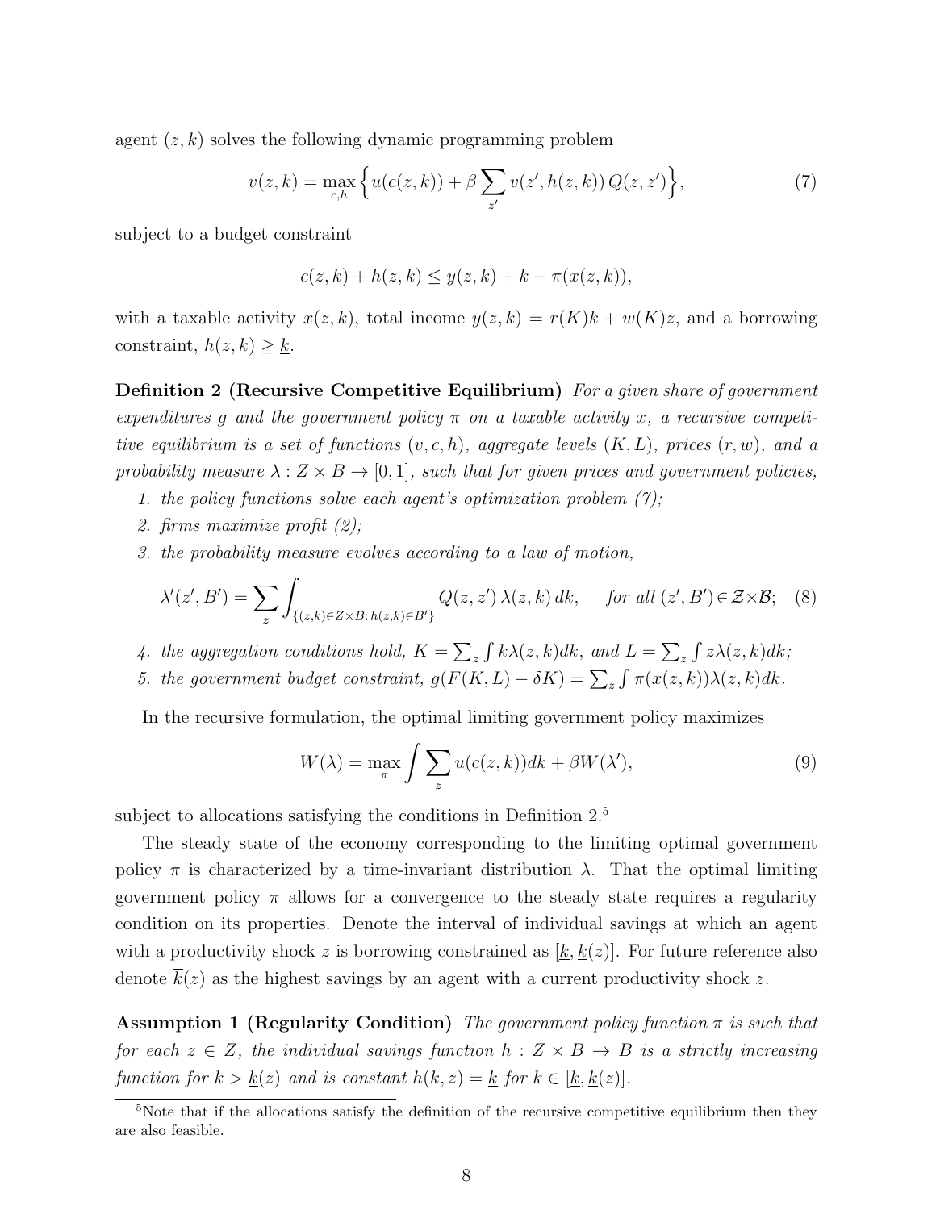agent $(z,k)$ solves the following dynamic programming problem

$$v(z,k) = \max_{c,h} \Big\{ u(c(z,k)) + \beta \sum_{z'} v(z', h(z,k))\, Q(z,z') \Big\}, \tag{7}$$

subject to a budget constraint

$$c(z,k) + h(z,k) \leq y(z,k) + k - \pi(x(z,k)),$$

with a taxable activity $x(z,k)$, total income $y(z,k) = r(K)k + w(K)z$, and a borrowing constraint, $h(z,k) \geq \underline{k}$.

**Definition 2 (Recursive Competitive Equilibrium)** *For a given share of government expenditures $g$ and the government policy $\pi$ on a taxable activity $x$, a recursive competitive equilibrium is a set of functions $(v,c,h)$, aggregate levels $(K,L)$, prices $(r,w)$, and a probability measure $\lambda : Z \times B \to [0,1]$, such that for given prices and government policies,*

1. *the policy functions solve each agent's optimization problem (7);*
2. *firms maximize profit (2);*
3. *the probability measure evolves according to a law of motion,*

$$\lambda'(z',B') = \sum_z \int_{\{(z,k)\in Z\times B:\, h(z,k)\in B'\}} Q(z,z')\, \lambda(z,k)\, dk, \quad \text{for all } (z',B')\in \mathcal{Z}\times\mathcal{B}; \tag{8}$$

4. *the aggregation conditions hold, $K = \sum_z \int k\lambda(z,k)dk$, and $L = \sum_z \int z\lambda(z,k)dk$;*
5. *the government budget constraint, $g(F(K,L) - \delta K) = \sum_z \int \pi(x(z,k))\lambda(z,k)dk$.*

In the recursive formulation, the optimal limiting government policy maximizes

$$W(\lambda) = \max_{\pi} \int \sum_z u(c(z,k))dk + \beta W(\lambda'), \tag{9}$$

subject to allocations satisfying the conditions in Definition 2.[5]

The steady state of the economy corresponding to the limiting optimal government policy $\pi$ is characterized by a time-invariant distribution $\lambda$. That the optimal limiting government policy $\pi$ allows for a convergence to the steady state requires a regularity condition on its properties. Denote the interval of individual savings at which an agent with a productivity shock $z$ is borrowing constrained as $[\underline{k}, \underline{k}(z)]$. For future reference also denote $\overline{k}(z)$ as the highest savings by an agent with a current productivity shock $z$.

**Assumption 1 (Regularity Condition)** *The government policy function $\pi$ is such that for each $z \in Z$, the individual savings function $h : Z \times B \to B$ is a strictly increasing function for $k > \underline{k}(z)$ and is constant $h(k,z) = \underline{k}$ for $k \in [\underline{k}, \underline{k}(z)]$.*

[5] Note that if the allocations satisfy the definition of the recursive competitive equilibrium then they are also feasible.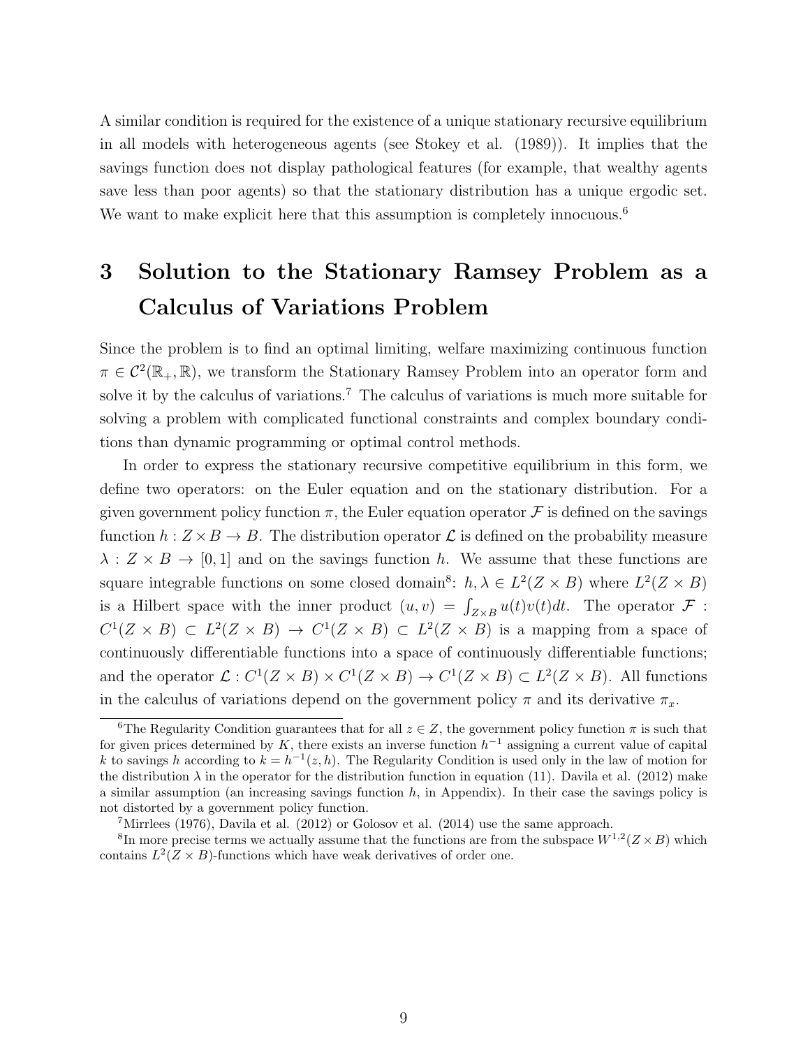A similar condition is required for the existence of a unique stationary recursive equilibrium in all models with heterogeneous agents (see Stokey et al. (1989)). It implies that the savings function does not display pathological features (for example, that wealthy agents save less than poor agents) so that the stationary distribution has a unique ergodic set. We want to make explicit here that this assumption is completely innocuous.[6]

# 3 Solution to the Stationary Ramsey Problem as a Calculus of Variations Problem

Since the problem is to find an optimal limiting, welfare maximizing continuous function $\pi \in \mathcal{C}^2(\mathbb{R}_+, \mathbb{R})$, we transform the Stationary Ramsey Problem into an operator form and solve it by the calculus of variations.[7] The calculus of variations is much more suitable for solving a problem with complicated functional constraints and complex boundary conditions than dynamic programming or optimal control methods.

In order to express the stationary recursive competitive equilibrium in this form, we define two operators: on the Euler equation and on the stationary distribution. For a given government policy function $\pi$, the Euler equation operator $\mathcal{F}$ is defined on the savings function $h : Z \times B \to B$. The distribution operator $\mathcal{L}$ is defined on the probability measure $\lambda : Z \times B \to [0, 1]$ and on the savings function $h$. We assume that these functions are square integrable functions on some closed domain[8]: $h, \lambda \in L^2(Z \times B)$ where $L^2(Z \times B)$ is a Hilbert space with the inner product $(u, v) = \int_{Z \times B} u(t)v(t)dt$. The operator $\mathcal{F} : C^1(Z \times B) \subset L^2(Z \times B) \to C^1(Z \times B) \subset L^2(Z \times B)$ is a mapping from a space of continuously differentiable functions into a space of continuously differentiable functions; and the operator $\mathcal{L} : C^1(Z \times B) \times C^1(Z \times B) \to C^1(Z \times B) \subset L^2(Z \times B)$. All functions in the calculus of variations depend on the government policy $\pi$ and its derivative $\pi_x$.

---

[6] The Regularity Condition guarantees that for all $z \in Z$, the government policy function $\pi$ is such that for given prices determined by $K$, there exists an inverse function $h^{-1}$ assigning a current value of capital $k$ to savings $h$ according to $k = h^{-1}(z, h)$. The Regularity Condition is used only in the law of motion for the distribution $\lambda$ in the operator for the distribution function in equation (11). Davila et al. (2012) make a similar assumption (an increasing savings function $h$, in Appendix). In their case the savings policy is not distorted by a government policy function.

[7] Mirrlees (1976), Davila et al. (2012) or Golosov et al. (2014) use the same approach.

[8] In more precise terms we actually assume that the functions are from the subspace $W^{1,2}(Z \times B)$ which contains $L^2(Z \times B)$-functions which have weak derivatives of order one.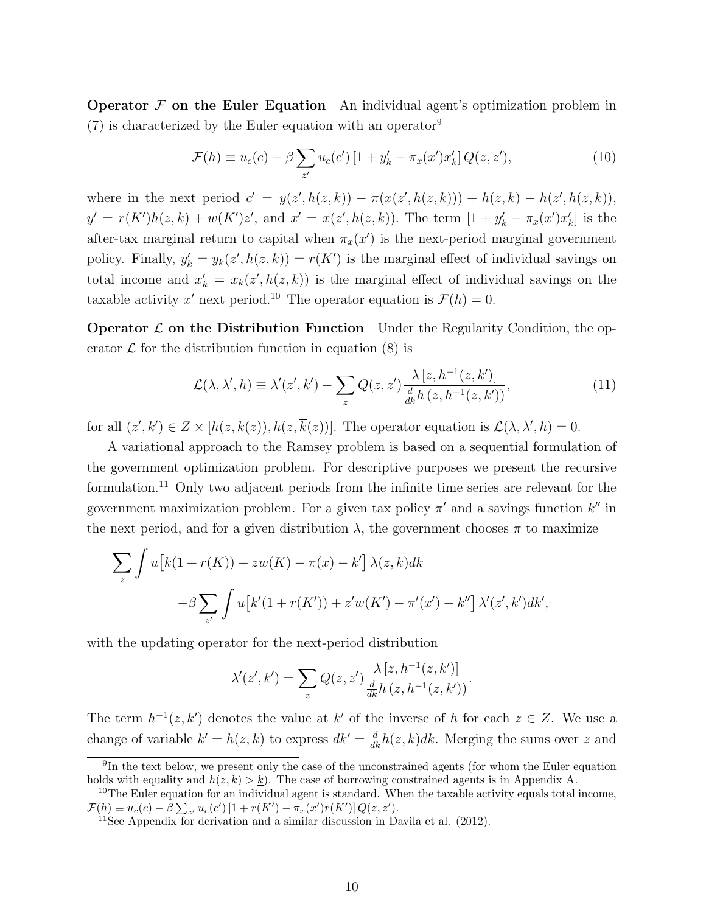**Operator $\mathcal{F}$ on the Euler Equation** An individual agent's optimization problem in (7) is characterized by the Euler equation with an operator[9]

$$\mathcal{F}(h) \equiv u_c(c) - \beta \sum_{z'} u_c(c') \left[1 + y'_k - \pi_x(x') x'_k\right] Q(z, z'), \tag{10}$$

where in the next period $c' = y(z', h(z,k)) - \pi(x(z', h(z,k))) + h(z,k) - h(z', h(z,k))$, $y' = r(K')h(z,k) + w(K')z'$, and $x' = x(z', h(z,k))$. The term $[1 + y'_k - \pi_x(x')x'_k]$ is the after-tax marginal return to capital when $\pi_x(x')$ is the next-period marginal government policy. Finally, $y'_k = y_k(z', h(z,k)) = r(K')$ is the marginal effect of individual savings on total income and $x'_k = x_k(z', h(z,k))$ is the marginal effect of individual savings on the taxable activity $x'$ next period.[10] The operator equation is $\mathcal{F}(h) = 0$.

**Operator $\mathcal{L}$ on the Distribution Function** Under the Regularity Condition, the operator $\mathcal{L}$ for the distribution function in equation (8) is

$$\mathcal{L}(\lambda, \lambda', h) \equiv \lambda'(z', k') - \sum_z Q(z, z') \frac{\lambda\left[z, h^{-1}(z, k')\right]}{\frac{d}{dk} h\left(z, h^{-1}(z, k')\right)}, \tag{11}$$

for all $(z', k') \in Z \times [h(z, \underline{k}(z)), h(z, \overline{k}(z))]$. The operator equation is $\mathcal{L}(\lambda, \lambda', h) = 0$.

A variational approach to the Ramsey problem is based on a sequential formulation of the government optimization problem. For descriptive purposes we present the recursive formulation.[11] Only two adjacent periods from the infinite time series are relevant for the government maximization problem. For a given tax policy $\pi'$ and a savings function $k''$ in the next period, and for a given distribution $\lambda$, the government chooses $\pi$ to maximize

$$\sum_z \int u\big[k(1 + r(K)) + zw(K) - \pi(x) - k'\big]\, \lambda(z, k) dk$$
$$+ \beta \sum_{z'} \int u\big[k'(1 + r(K')) + z'w(K') - \pi'(x') - k''\big]\, \lambda'(z', k') dk',$$

with the updating operator for the next-period distribution

$$\lambda'(z', k') = \sum_z Q(z, z') \frac{\lambda\left[z, h^{-1}(z, k')\right]}{\frac{d}{dk} h\left(z, h^{-1}(z, k')\right)}.$$

The term $h^{-1}(z, k')$ denotes the value at $k'$ of the inverse of $h$ for each $z \in Z$. We use a change of variable $k' = h(z, k)$ to express $dk' = \frac{d}{dk} h(z, k) dk$. Merging the sums over $z$ and

---

[9] In the text below, we present only the case of the unconstrained agents (for whom the Euler equation holds with equality and $h(z, k) > \underline{k}$). The case of borrowing constrained agents is in Appendix A.

[10] The Euler equation for an individual agent is standard. When the taxable activity equals total income, $\mathcal{F}(h) \equiv u_c(c) - \beta \sum_{z'} u_c(c') \left[1 + r(K') - \pi_x(x') r(K')\right] Q(z, z')$.

[11] See Appendix for derivation and a similar discussion in Davila et al. (2012).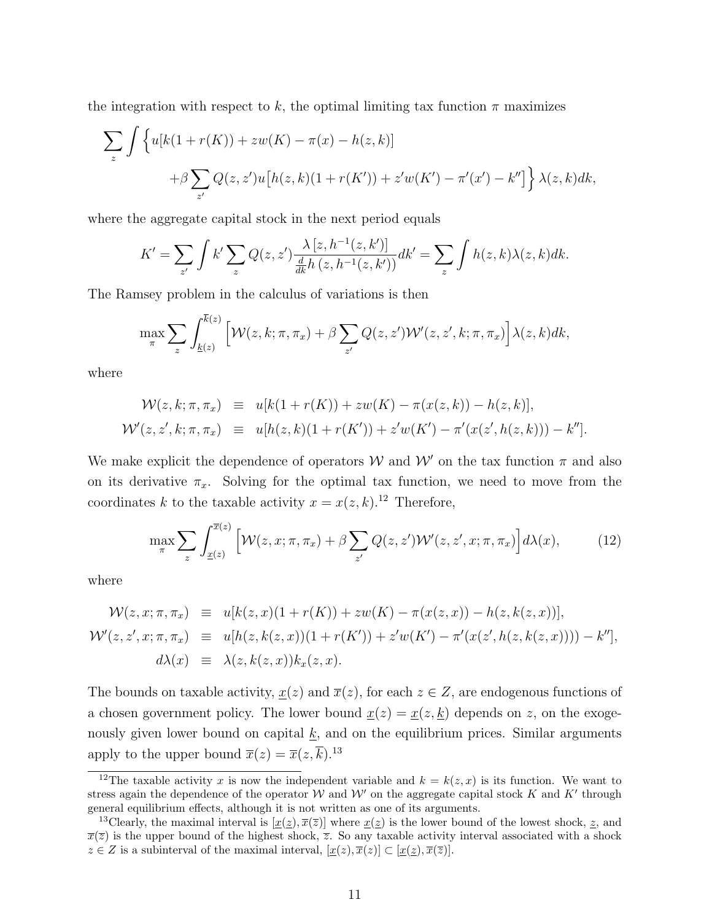the integration with respect to $k$, the optimal limiting tax function $\pi$ maximizes

$$\sum_z \int \Big\{ u[k(1+r(K)) + zw(K) - \pi(x) - h(z,k)] \\ + \beta \sum_{z'} Q(z,z') u\big[h(z,k)(1+r(K')) + z'w(K') - \pi'(x') - k''\big] \Big\} \lambda(z,k) dk,$$

where the aggregate capital stock in the next period equals

$$K' = \sum_{z'} \int k' \sum_z Q(z,z') \frac{\lambda\left[z, h^{-1}(z,k')\right]}{\frac{d}{dk} h\left(z, h^{-1}(z,k')\right)} dk' = \sum_z \int h(z,k) \lambda(z,k) dk.$$

The Ramsey problem in the calculus of variations is then

$$\max_\pi \sum_z \int_{\underline{k}(z)}^{\overline{k}(z)} \Big[ \mathcal{W}(z,k;\pi,\pi_x) + \beta \sum_{z'} Q(z,z') \mathcal{W}'(z,z',k;\pi,\pi_x) \Big] \lambda(z,k) dk,$$

where

$$\begin{aligned} \mathcal{W}(z,k;\pi,\pi_x) &\equiv u[k(1+r(K)) + zw(K) - \pi(x(z,k)) - h(z,k)], \\ \mathcal{W}'(z,z',k;\pi,\pi_x) &\equiv u[h(z,k)(1+r(K')) + z'w(K') - \pi'(x(z',h(z,k))) - k'']. \end{aligned}$$

We make explicit the dependence of operators $\mathcal{W}$ and $\mathcal{W}'$ on the tax function $\pi$ and also on its derivative $\pi_x$. Solving for the optimal tax function, we need to move from the coordinates $k$ to the taxable activity $x = x(z,k)$.[12] Therefore,

$$\max_\pi \sum_z \int_{\underline{x}(z)}^{\overline{x}(z)} \Big[ \mathcal{W}(z,x;\pi,\pi_x) + \beta \sum_{z'} Q(z,z') \mathcal{W}'(z,z',x;\pi,\pi_x) \Big] d\lambda(x), \tag{12}$$

where

$$\begin{aligned} \mathcal{W}(z,x;\pi,\pi_x) &\equiv u[k(z,x)(1+r(K)) + zw(K) - \pi(x(z,x)) - h(z,k(z,x))], \\ \mathcal{W}'(z,z',x;\pi,\pi_x) &\equiv u[h(z,k(z,x))(1+r(K')) + z'w(K') - \pi'(x(z',h(z,k(z,x)))) - k''], \\ d\lambda(x) &\equiv \lambda(z,k(z,x))k_x(z,x). \end{aligned}$$

The bounds on taxable activity, $\underline{x}(z)$ and $\overline{x}(z)$, for each $z \in Z$, are endogenous functions of a chosen government policy. The lower bound $\underline{x}(z) = \underline{x}(z,\underline{k})$ depends on $z$, on the exogenously given lower bound on capital $\underline{k}$, and on the equilibrium prices. Similar arguments apply to the upper bound $\overline{x}(z) = \overline{x}(z,\overline{k})$.[13]

---

[12] The taxable activity $x$ is now the independent variable and $k = k(z,x)$ is its function. We want to stress again the dependence of the operator $\mathcal{W}$ and $\mathcal{W}'$ on the aggregate capital stock $K$ and $K'$ through general equilibrium effects, although it is not written as one of its arguments.

[13] Clearly, the maximal interval is $[\underline{x}(\underline{z}), \overline{x}(\overline{z})]$ where $\underline{x}(\underline{z})$ is the lower bound of the lowest shock, $\underline{z}$, and $\overline{x}(\overline{z})$ is the upper bound of the highest shock, $\overline{z}$. So any taxable activity interval associated with a shock $z \in Z$ is a subinterval of the maximal interval, $[\underline{x}(z), \overline{x}(z)] \subset [\underline{x}(\underline{z}), \overline{x}(\overline{z})]$.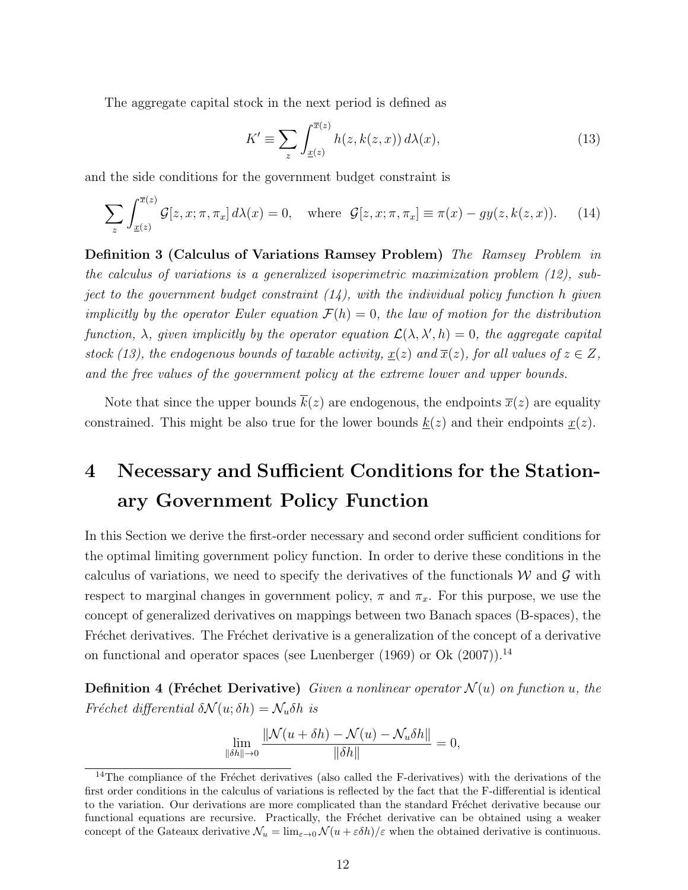The aggregate capital stock in the next period is defined as

$$K' \equiv \sum_z \int_{\underline{x}(z)}^{\overline{x}(z)} h(z, k(z,x))\, d\lambda(x), \tag{13}$$

and the side conditions for the government budget constraint is

$$\sum_z \int_{\underline{x}(z)}^{\overline{x}(z)} \mathcal{G}[z, x; \pi, \pi_x]\, d\lambda(x) = 0, \quad \text{where} \;\; \mathcal{G}[z, x; \pi, \pi_x] \equiv \pi(x) - gy(z, k(z,x)). \tag{14}$$

**Definition 3 (Calculus of Variations Ramsey Problem)** *The Ramsey Problem in the calculus of variations is a generalized isoperimetric maximization problem (12), subject to the government budget constraint (14), with the individual policy function $h$ given implicitly by the operator Euler equation $\mathcal{F}(h) = 0$, the law of motion for the distribution function, $\lambda$, given implicitly by the operator equation $\mathcal{L}(\lambda, \lambda', h) = 0$, the aggregate capital stock (13), the endogenous bounds of taxable activity, $\underline{x}(z)$ and $\overline{x}(z)$, for all values of $z \in Z$, and the free values of the government policy at the extreme lower and upper bounds.*

Note that since the upper bounds $\overline{k}(z)$ are endogenous, the endpoints $\overline{x}(z)$ are equality constrained. This might be also true for the lower bounds $\underline{k}(z)$ and their endpoints $\underline{x}(z)$.

# 4 Necessary and Sufficient Conditions for the Stationary Government Policy Function

In this Section we derive the first-order necessary and second order sufficient conditions for the optimal limiting government policy function. In order to derive these conditions in the calculus of variations, we need to specify the derivatives of the functionals $\mathcal{W}$ and $\mathcal{G}$ with respect to marginal changes in government policy, $\pi$ and $\pi_x$. For this purpose, we use the concept of generalized derivatives on mappings between two Banach spaces (B-spaces), the Fréchet derivatives. The Fréchet derivative is a generalization of the concept of a derivative on functional and operator spaces (see Luenberger (1969) or Ok (2007)).[14]

**Definition 4 (Fréchet Derivative)** *Given a nonlinear operator $\mathcal{N}(u)$ on function $u$, the Fréchet differential $\delta\mathcal{N}(u; \delta h) = \mathcal{N}_u \delta h$ is*

$$\lim_{\|\delta h\| \to 0} \frac{\|\mathcal{N}(u + \delta h) - \mathcal{N}(u) - \mathcal{N}_u \delta h\|}{\|\delta h\|} = 0,$$

[14] The compliance of the Fréchet derivatives (also called the F-derivatives) with the derivations of the first order conditions in the calculus of variations is reflected by the fact that the F-differential is identical to the variation. Our derivations are more complicated than the standard Fréchet derivative because our functional equations are recursive. Practically, the Fréchet derivative can be obtained using a weaker concept of the Gateaux derivative $\mathcal{N}_u = \lim_{\varepsilon \to 0} \mathcal{N}(u + \varepsilon \delta h)/\varepsilon$ when the obtained derivative is continuous.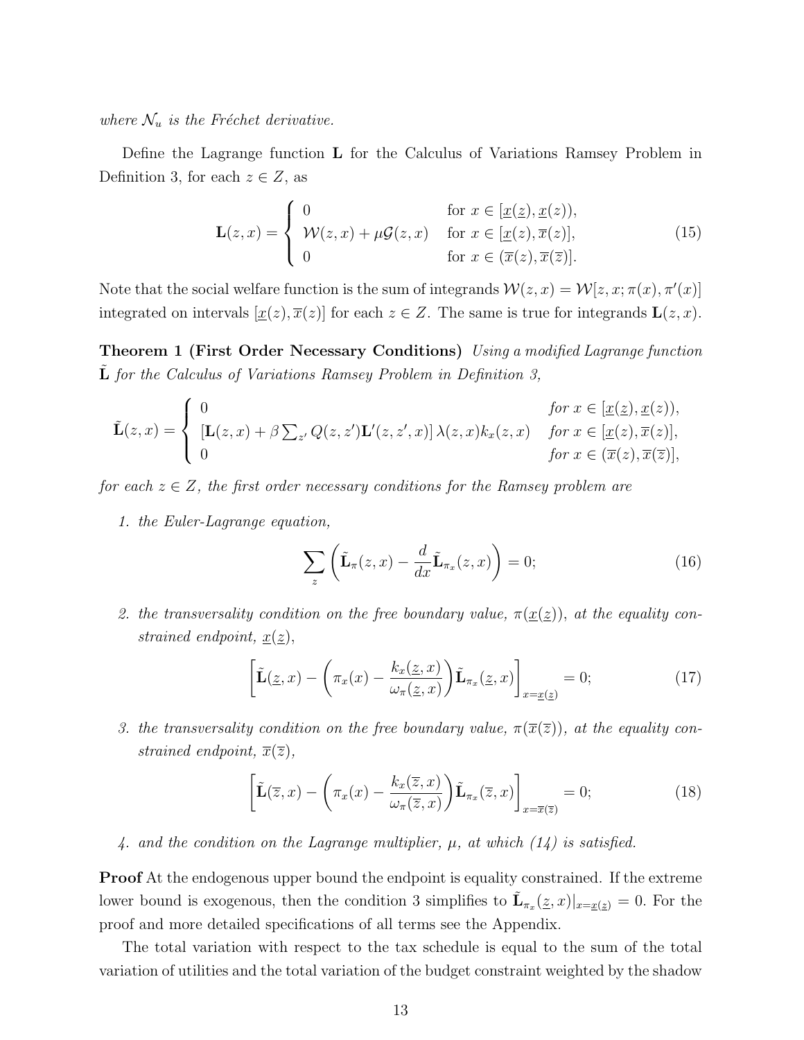*where $\mathcal{N}_u$ is the Fréchet derivative.*

Define the Lagrange function $\mathbf{L}$ for the Calculus of Variations Ramsey Problem in Definition 3, for each $z \in Z$, as

$$\mathbf{L}(z,x) = \begin{cases} 0 & \text{for } x \in [\underline{x}(\underline{z}), \underline{x}(z)), \\ \mathcal{W}(z,x) + \mu \mathcal{G}(z,x) & \text{for } x \in [\underline{x}(z), \overline{x}(z)], \\ 0 & \text{for } x \in (\overline{x}(z), \overline{x}(\overline{z})]. \end{cases} \tag{15}$$

Note that the social welfare function is the sum of integrands $\mathcal{W}(z,x) = \mathcal{W}[z, x; \pi(x), \pi'(x)]$ integrated on intervals $[\underline{x}(z), \overline{x}(z)]$ for each $z \in Z$. The same is true for integrands $\mathbf{L}(z,x)$.

**Theorem 1 (First Order Necessary Conditions)** *Using a modified Lagrange function $\tilde{\mathbf{L}}$ for the Calculus of Variations Ramsey Problem in Definition 3,*

$$\tilde{\mathbf{L}}(z,x) = \begin{cases} 0 & \text{for } x \in [\underline{x}(\underline{z}), \underline{x}(z)), \\ \left[\mathbf{L}(z,x) + \beta \sum_{z'} Q(z,z') \mathbf{L}'(z,z',x)\right] \lambda(z,x) k_x(z,x) & \text{for } x \in [\underline{x}(z), \overline{x}(z)], \\ 0 & \text{for } x \in (\overline{x}(z), \overline{x}(\overline{z})], \end{cases}$$

*for each $z \in Z$, the first order necessary conditions for the Ramsey problem are*

1. *the Euler-Lagrange equation,*
$$\sum_z \left( \tilde{\mathbf{L}}_\pi(z,x) - \frac{d}{dx} \tilde{\mathbf{L}}_{\pi_x}(z,x) \right) = 0; \tag{16}$$

2. *the transversality condition on the free boundary value, $\pi(\underline{x}(\underline{z}))$, at the equality constrained endpoint, $\underline{x}(\underline{z})$,*
$$\left[ \tilde{\mathbf{L}}(\underline{z},x) - \left( \pi_x(x) - \frac{k_x(\underline{z},x)}{\omega_\pi(\underline{z},x)} \right) \tilde{\mathbf{L}}_{\pi_x}(\underline{z},x) \right]_{x=\underline{x}(\underline{z})} = 0; \tag{17}$$

3. *the transversality condition on the free boundary value, $\pi(\overline{x}(\overline{z}))$, at the equality constrained endpoint, $\overline{x}(\overline{z})$,*
$$\left[ \tilde{\mathbf{L}}(\overline{z},x) - \left( \pi_x(x) - \frac{k_x(\overline{z},x)}{\omega_\pi(\overline{z},x)} \right) \tilde{\mathbf{L}}_{\pi_x}(\overline{z},x) \right]_{x=\overline{x}(\overline{z})} = 0; \tag{18}$$

4. *and the condition on the Lagrange multiplier, $\mu$, at which (14) is satisfied.*

**Proof** At the endogenous upper bound the endpoint is equality constrained. If the extreme lower bound is exogenous, then the condition 3 simplifies to $\tilde{\mathbf{L}}_{\pi_x}(\underline{z},x)|_{x=\underline{x}(\underline{z})} = 0$. For the proof and more detailed specifications of all terms see the Appendix.

The total variation with respect to the tax schedule is equal to the sum of the total variation of utilities and the total variation of the budget constraint weighted by the shadow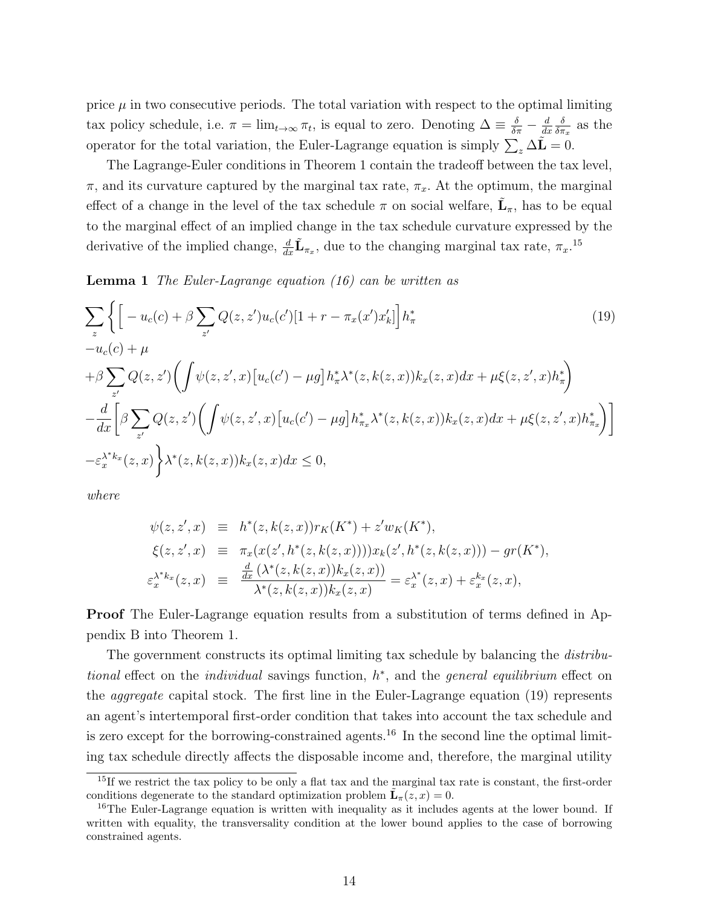price $\mu$ in two consecutive periods. The total variation with respect to the optimal limiting tax policy schedule, i.e. $\pi = \lim_{t\to\infty} \pi_t$, is equal to zero. Denoting $\Delta \equiv \frac{\delta}{\delta\pi} - \frac{d}{dx}\frac{\delta}{\delta\pi_x}$ as the operator for the total variation, the Euler-Lagrange equation is simply $\sum_z \Delta\tilde{\mathbf{L}} = 0$.

The Lagrange-Euler conditions in Theorem 1 contain the tradeoff between the tax level, $\pi$, and its curvature captured by the marginal tax rate, $\pi_x$. At the optimum, the marginal effect of a change in the level of the tax schedule $\pi$ on social welfare, $\tilde{\mathbf{L}}_\pi$, has to be equal to the marginal effect of an implied change in the tax schedule curvature expressed by the derivative of the implied change, $\frac{d}{dx}\tilde{\mathbf{L}}_{\pi_x}$, due to the changing marginal tax rate, $\pi_x$.[15]

**Lemma 1** *The Euler-Lagrange equation (16) can be written as*

$$
\begin{aligned}
&\sum_z \Bigg\{ \Big[ -u_c(c) + \beta \sum_{z'} Q(z,z')u_c(c')[1 + r - \pi_x(x')x'_k] \Big] h^*_\pi \qquad (19)\\
&-u_c(c) + \mu \\
&+\beta \sum_{z'} Q(z,z') \bigg( \int \psi(z,z',x)\big[u_c(c') - \mu g\big] h^*_\pi \lambda^*(z,k(z,x))k_x(z,x)dx + \mu\xi(z,z',x)h^*_\pi \bigg) \\
&-\frac{d}{dx}\Bigg[ \beta \sum_{z'} Q(z,z') \bigg( \int \psi(z,z',x)\big[u_c(c') - \mu g\big] h^*_{\pi_x}\lambda^*(z,k(z,x))k_x(z,x)dx + \mu\xi(z,z',x)h^*_{\pi_x} \bigg) \Bigg] \\
&-\varepsilon_x^{\lambda^* k_x}(z,x) \Bigg\} \lambda^*(z,k(z,x))k_x(z,x)dx \leq 0,
\end{aligned}
$$

*where*

$$
\begin{aligned}
\psi(z,z',x) &\equiv h^*(z,k(z,x))r_K(K^*) + z' w_K(K^*), \\
\xi(z,z',x) &\equiv \pi_x(x(z',h^*(z,k(z,x))))x_k(z',h^*(z,k(z,x))) - gr(K^*), \\
\varepsilon_x^{\lambda^* k_x}(z,x) &\equiv \frac{\frac{d}{dx}\left(\lambda^*(z,k(z,x))k_x(z,x)\right)}{\lambda^*(z,k(z,x))k_x(z,x)} = \varepsilon_x^{\lambda^*}(z,x) + \varepsilon_x^{k_x}(z,x),
\end{aligned}
$$

**Proof** The Euler-Lagrange equation results from a substitution of terms defined in Appendix B into Theorem 1.

The government constructs its optimal limiting tax schedule by balancing the *distributional* effect on the *individual* savings function, $h^*$, and the *general equilibrium* effect on the *aggregate* capital stock. The first line in the Euler-Lagrange equation (19) represents an agent's intertemporal first-order condition that takes into account the tax schedule and is zero except for the borrowing-constrained agents.[16] In the second line the optimal limiting tax schedule directly affects the disposable income and, therefore, the marginal utility

---

[15] If we restrict the tax policy to be only a flat tax and the marginal tax rate is constant, the first-order conditions degenerate to the standard optimization problem $\tilde{\mathbf{L}}_\pi(z,x) = 0$.

[16] The Euler-Lagrange equation is written with inequality as it includes agents at the lower bound. If written with equality, the transversality condition at the lower bound applies to the case of borrowing constrained agents.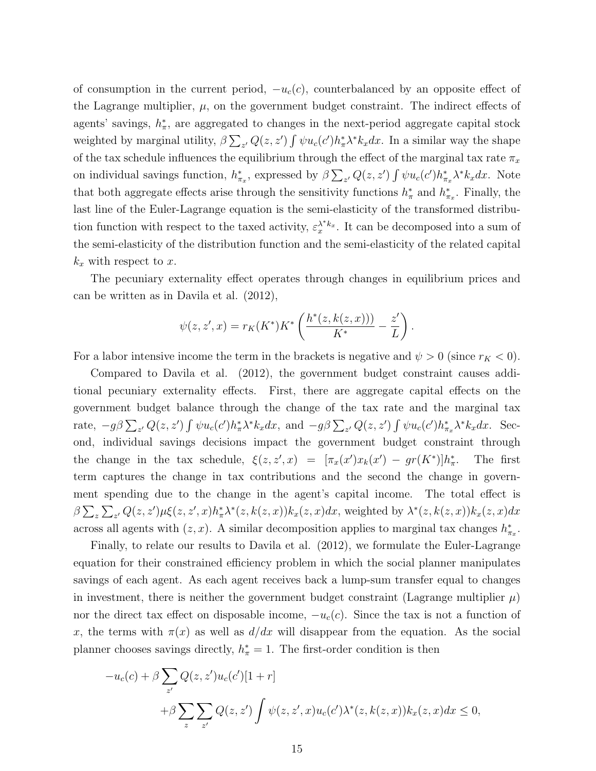of consumption in the current period, $-u_c(c)$, counterbalanced by an opposite effect of the Lagrange multiplier, $\mu$, on the government budget constraint. The indirect effects of agents' savings, $h^*_\pi$, are aggregated to changes in the next-period aggregate capital stock weighted by marginal utility, $\beta \sum_{z'} Q(z,z') \int \psi u_c(c') h^*_\pi \lambda^* k_x dx$. In a similar way the shape of the tax schedule influences the equilibrium through the effect of the marginal tax rate $\pi_x$ on individual savings function, $h^*_{\pi_x}$, expressed by $\beta \sum_{z'} Q(z,z') \int \psi u_c(c') h^*_{\pi_x} \lambda^* k_x dx$. Note that both aggregate effects arise through the sensitivity functions $h^*_\pi$ and $h^*_{\pi_x}$. Finally, the last line of the Euler-Lagrange equation is the semi-elasticity of the transformed distribution function with respect to the taxed activity, $\varepsilon_x^{\lambda^* k_x}$. It can be decomposed into a sum of the semi-elasticity of the distribution function and the semi-elasticity of the related capital $k_x$ with respect to $x$.

The pecuniary externality effect operates through changes in equilibrium prices and can be written as in Davila et al. (2012),

$$\psi(z,z',x) = r_K(K^*)K^* \left( \frac{h^*(z,k(z,x)))}{K^*} - \frac{z'}{L} \right).$$

For a labor intensive income the term in the brackets is negative and $\psi > 0$ (since $r_K < 0$).

Compared to Davila et al. (2012), the government budget constraint causes additional pecuniary externality effects. First, there are aggregate capital effects on the government budget balance through the change of the tax rate and the marginal tax rate, $-g\beta \sum_{z'} Q(z,z') \int \psi u_c(c') h^*_\pi \lambda^* k_x dx$, and $-g\beta \sum_{z'} Q(z,z') \int \psi u_c(c') h^*_{\pi_x} \lambda^* k_x dx$. Second, individual savings decisions impact the government budget constraint through the change in the tax schedule, $\xi(z,z',x) = [\pi_x(x')x_k(x') - gr(K^*)]h^*_\pi$. The first term captures the change in tax contributions and the second the change in government spending due to the change in the agent's capital income. The total effect is $\beta \sum_z \sum_{z'} Q(z,z') \mu \xi(z,z',x) h^*_\pi \lambda^*(z,k(z,x)) k_x(z,x) dx$, weighted by $\lambda^*(z,k(z,x))k_x(z,x)dx$ across all agents with $(z,x)$. A similar decomposition applies to marginal tax changes $h^*_{\pi_x}$.

Finally, to relate our results to Davila et al. (2012), we formulate the Euler-Lagrange equation for their constrained efficiency problem in which the social planner manipulates savings of each agent. As each agent receives back a lump-sum transfer equal to changes in investment, there is neither the government budget constraint (Lagrange multiplier $\mu$) nor the direct tax effect on disposable income, $-u_c(c)$. Since the tax is not a function of $x$, the terms with $\pi(x)$ as well as $d/dx$ will disappear from the equation. As the social planner chooses savings directly, $h^*_\pi = 1$. The first-order condition is then

$$\begin{aligned} -u_c(c) &+ \beta \sum_{z'} Q(z,z') u_c(c')[1+r] \\ &+ \beta \sum_z \sum_{z'} Q(z,z') \int \psi(z,z',x) u_c(c') \lambda^*(z,k(z,x)) k_x(z,x) dx \leq 0, \end{aligned}$$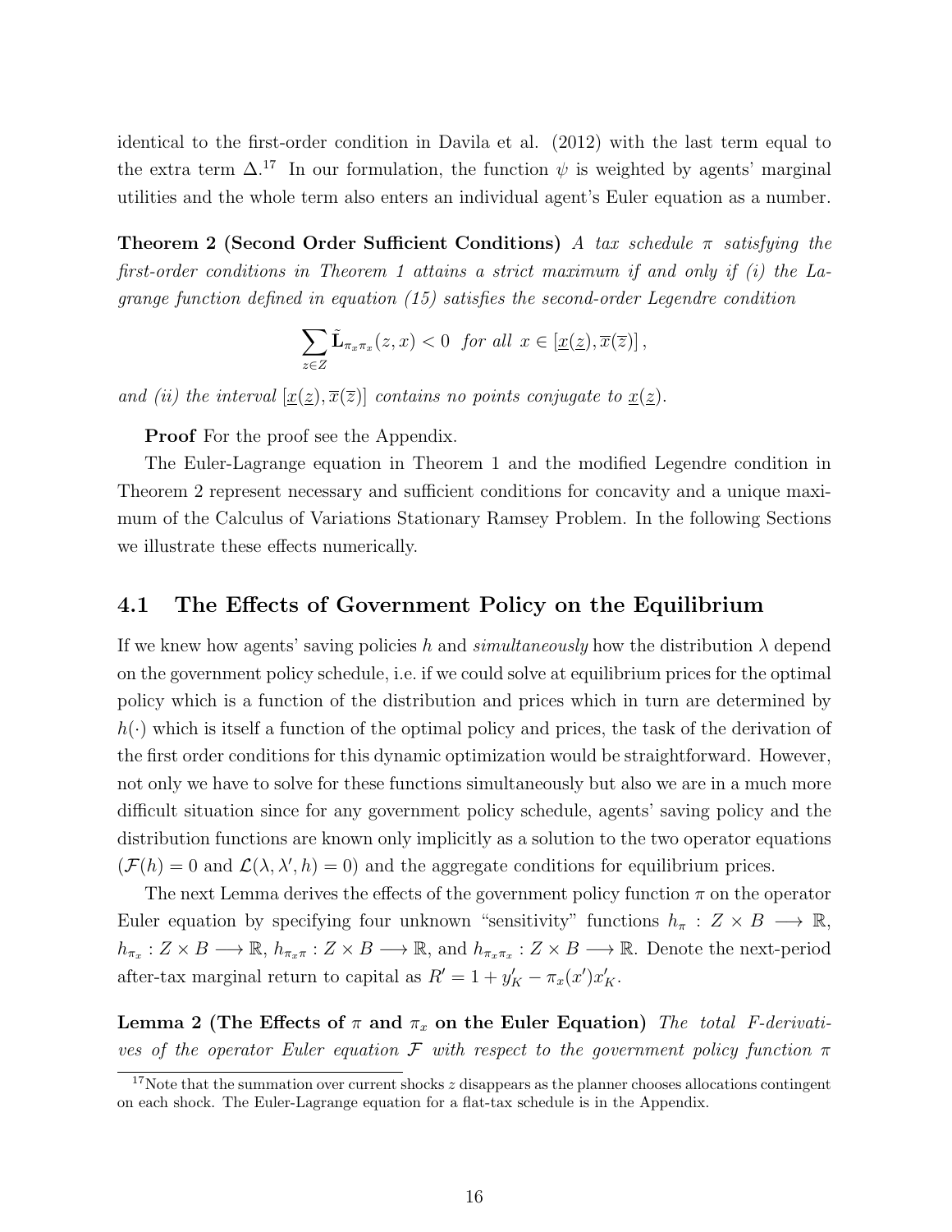identical to the first-order condition in Davila et al. (2012) with the last term equal to the extra term $\Delta$.[17] In our formulation, the function $\psi$ is weighted by agents' marginal utilities and the whole term also enters an individual agent's Euler equation as a number.

**Theorem 2 (Second Order Sufficient Conditions)** *A tax schedule $\pi$ satisfying the first-order conditions in Theorem 1 attains a strict maximum if and only if (i) the Lagrange function defined in equation (15) satisfies the second-order Legendre condition*

$$\sum_{z \in Z} \tilde{\mathbf{L}}_{\pi_x \pi_x}(z, x) < 0 \quad \textit{for all } x \in [\underline{x}(\underline{z}), \overline{x}(\overline{z})],$$

*and (ii) the interval $[\underline{x}(\underline{z}), \overline{x}(\overline{z})]$ contains no points conjugate to $\underline{x}(\underline{z})$.*

**Proof** For the proof see the Appendix.

The Euler-Lagrange equation in Theorem 1 and the modified Legendre condition in Theorem 2 represent necessary and sufficient conditions for concavity and a unique maximum of the Calculus of Variations Stationary Ramsey Problem. In the following Sections we illustrate these effects numerically.

## 4.1 The Effects of Government Policy on the Equilibrium

If we knew how agents' saving policies $h$ and *simultaneously* how the distribution $\lambda$ depend on the government policy schedule, i.e. if we could solve at equilibrium prices for the optimal policy which is a function of the distribution and prices which in turn are determined by $h(\cdot)$ which is itself a function of the optimal policy and prices, the task of the derivation of the first order conditions for this dynamic optimization would be straightforward. However, not only we have to solve for these functions simultaneously but also we are in a much more difficult situation since for any government policy schedule, agents' saving policy and the distribution functions are known only implicitly as a solution to the two operator equations ($\mathcal{F}(h) = 0$ and $\mathcal{L}(\lambda, \lambda', h) = 0$) and the aggregate conditions for equilibrium prices.

The next Lemma derives the effects of the government policy function $\pi$ on the operator Euler equation by specifying four unknown "sensitivity" functions $h_\pi : Z \times B \longrightarrow \mathbb{R}$, $h_{\pi_x} : Z \times B \longrightarrow \mathbb{R}$, $h_{\pi_x \pi} : Z \times B \longrightarrow \mathbb{R}$, and $h_{\pi_x \pi_x} : Z \times B \longrightarrow \mathbb{R}$. Denote the next-period after-tax marginal return to capital as $R' = 1 + y'_K - \pi_x(x')x'_K$.

**Lemma 2 (The Effects of $\pi$ and $\pi_x$ on the Euler Equation)** *The total F-derivatives of the operator Euler equation $\mathcal{F}$ with respect to the government policy function $\pi$*

[17] Note that the summation over current shocks $z$ disappears as the planner chooses allocations contingent on each shock. The Euler-Lagrange equation for a flat-tax schedule is in the Appendix.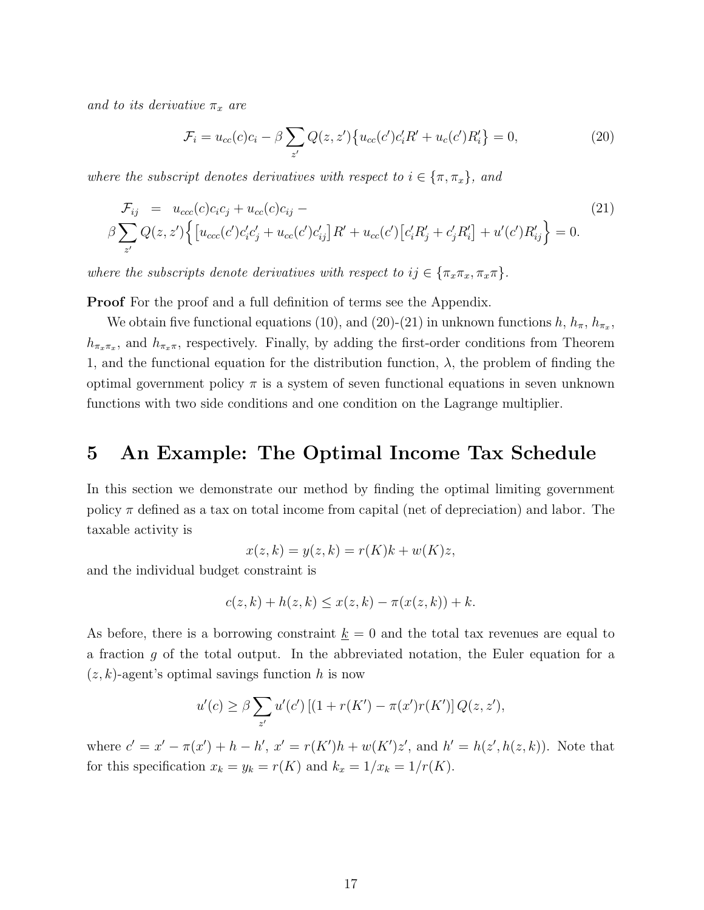*and to its derivative* $\pi_x$ *are*

$$\mathcal{F}_i = u_{cc}(c)c_i - \beta \sum_{z'} Q(z,z')\big\{u_{cc}(c')c_i'R' + u_c(c')R_i'\big\} = 0, \tag{20}$$

*where the subscript denotes derivatives with respect to* $i \in \{\pi, \pi_x\}$*, and*

$$\begin{aligned} \mathcal{F}_{ij} &= u_{ccc}(c)c_ic_j + u_{cc}(c)c_{ij} - \\ \beta \sum_{z'} Q(z,z')&\Big\{\big[u_{ccc}(c')c_i'c_j' + u_{cc}(c')c_{ij}'\big]R' + u_{cc}(c')\big[c_i'R_j' + c_j'R_i'\big] + u'(c')R_{ij}'\Big\} = 0. \end{aligned} \tag{21}$$

*where the subscripts denote derivatives with respect to* $ij \in \{\pi_x\pi_x, \pi_x\pi\}$.

**Proof** For the proof and a full definition of terms see the Appendix.

We obtain five functional equations (10), and (20)-(21) in unknown functions $h$, $h_\pi$, $h_{\pi_x}$, $h_{\pi_x\pi_x}$, and $h_{\pi_x\pi}$, respectively. Finally, by adding the first-order conditions from Theorem 1, and the functional equation for the distribution function, $\lambda$, the problem of finding the optimal government policy $\pi$ is a system of seven functional equations in seven unknown functions with two side conditions and one condition on the Lagrange multiplier.

# 5 An Example: The Optimal Income Tax Schedule

In this section we demonstrate our method by finding the optimal limiting government policy $\pi$ defined as a tax on total income from capital (net of depreciation) and labor. The taxable activity is

$$x(z,k) = y(z,k) = r(K)k + w(K)z,$$

and the individual budget constraint is

$$c(z,k) + h(z,k) \leq x(z,k) - \pi(x(z,k)) + k.$$

As before, there is a borrowing constraint $\underline{k} = 0$ and the total tax revenues are equal to a fraction $g$ of the total output. In the abbreviated notation, the Euler equation for a $(z,k)$-agent's optimal savings function $h$ is now

$$u'(c) \geq \beta \sum_{z'} u'(c')\left[(1 + r(K') - \pi(x')r(K')\right] Q(z,z'),$$

where $c' = x' - \pi(x') + h - h'$, $x' = r(K')h + w(K')z'$, and $h' = h(z', h(z,k))$. Note that for this specification $x_k = y_k = r(K)$ and $k_x = 1/x_k = 1/r(K)$.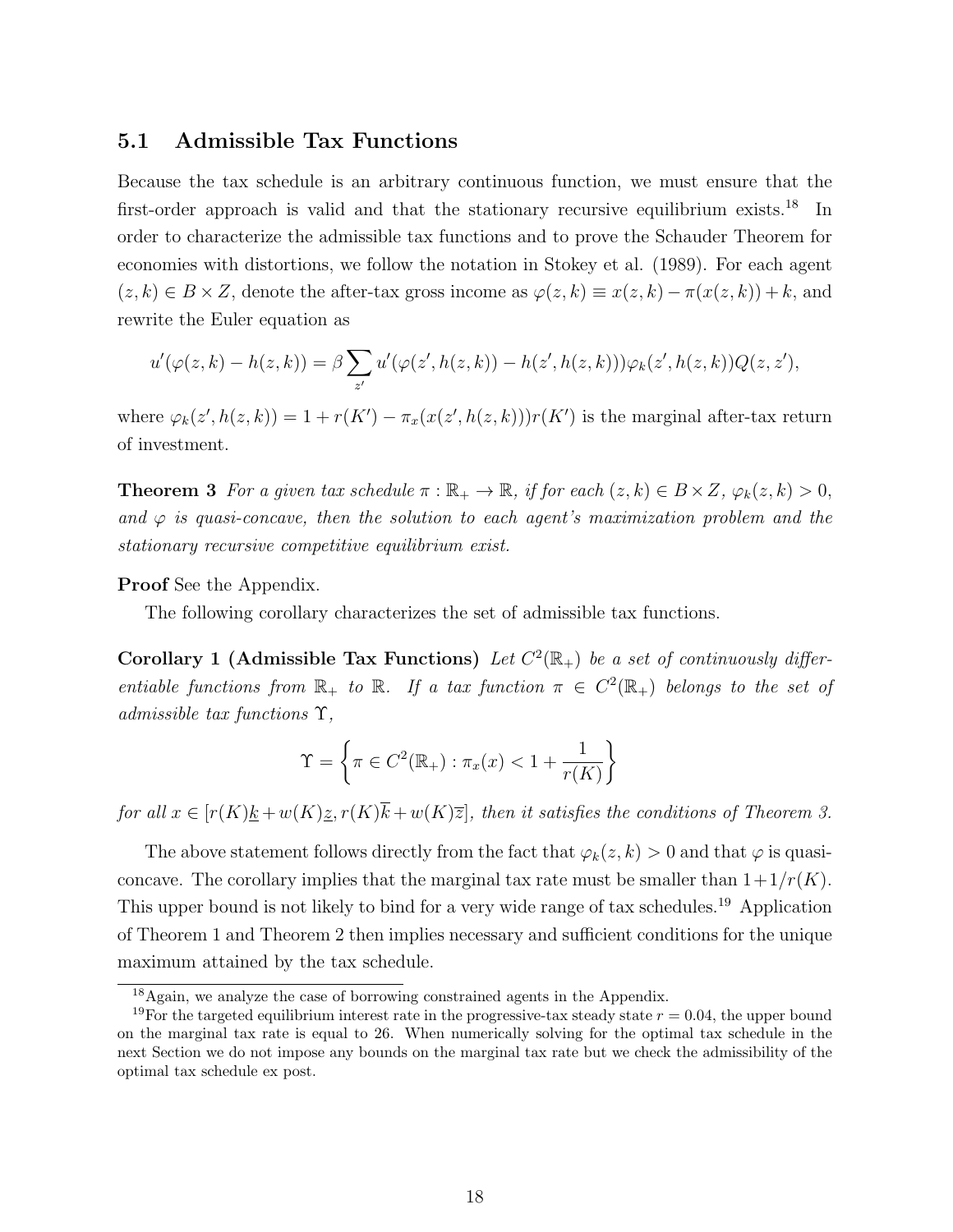## 5.1 Admissible Tax Functions

Because the tax schedule is an arbitrary continuous function, we must ensure that the first-order approach is valid and that the stationary recursive equilibrium exists.[18] In order to characterize the admissible tax functions and to prove the Schauder Theorem for economies with distortions, we follow the notation in Stokey et al. (1989). For each agent $(z, k) \in B \times Z$, denote the after-tax gross income as $\varphi(z, k) \equiv x(z, k) - \pi(x(z, k)) + k$, and rewrite the Euler equation as

$$u'(\varphi(z, k) - h(z, k)) = \beta \sum_{z'} u'(\varphi(z', h(z, k)) - h(z', h(z, k)))\varphi_k(z', h(z, k))Q(z, z'),$$

where $\varphi_k(z', h(z, k)) = 1 + r(K') - \pi_x(x(z', h(z, k)))r(K')$ is the marginal after-tax return of investment.

**Theorem 3** *For a given tax schedule $\pi : \mathbb{R}_+ \to \mathbb{R}$, if for each $(z, k) \in B \times Z$, $\varphi_k(z, k) > 0$, and $\varphi$ is quasi-concave, then the solution to each agent's maximization problem and the stationary recursive competitive equilibrium exist.*

**Proof** See the Appendix.

The following corollary characterizes the set of admissible tax functions.

**Corollary 1 (Admissible Tax Functions)** *Let $C^2(\mathbb{R}_+)$ be a set of continuously differentiable functions from $\mathbb{R}_+$ to $\mathbb{R}$. If a tax function $\pi \in C^2(\mathbb{R}_+)$ belongs to the set of admissible tax functions $\Upsilon$,*

$$\Upsilon = \left\{ \pi \in C^2(\mathbb{R}_+) : \pi_x(x) < 1 + \frac{1}{r(K)} \right\}$$

*for all $x \in [r(K)\underline{k} + w(K)\underline{z}, r(K)\overline{k} + w(K)\overline{z}]$, then it satisfies the conditions of Theorem 3.*

The above statement follows directly from the fact that $\varphi_k(z, k) > 0$ and that $\varphi$ is quasi-concave. The corollary implies that the marginal tax rate must be smaller than $1 + 1/r(K)$. This upper bound is not likely to bind for a very wide range of tax schedules.[19] Application of Theorem 1 and Theorem 2 then implies necessary and sufficient conditions for the unique maximum attained by the tax schedule.

---

[18] Again, we analyze the case of borrowing constrained agents in the Appendix.

[19] For the targeted equilibrium interest rate in the progressive-tax steady state $r = 0.04$, the upper bound on the marginal tax rate is equal to 26. When numerically solving for the optimal tax schedule in the next Section we do not impose any bounds on the marginal tax rate but we check the admissibility of the optimal tax schedule ex post.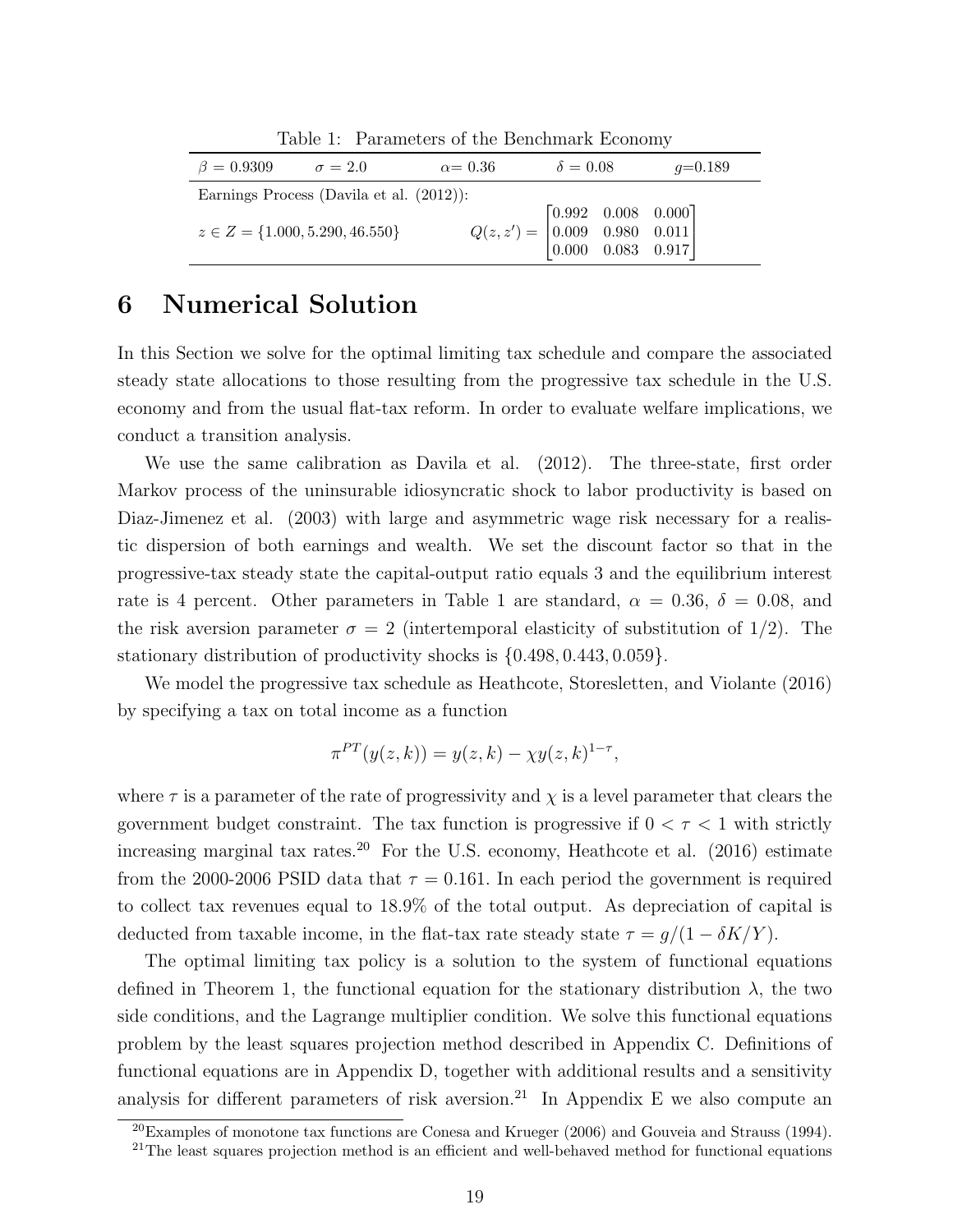Table 1: Parameters of the Benchmark Economy

| $\beta = 0.9309$ | $\sigma = 2.0$ | $\alpha = 0.36$ | $\delta = 0.08$ | $g=0.189$ |
|---|---|---|---|---|
| Earnings Process (Davila et al. (2012)): | | | | |
| $z \in Z = \{1.000, 5.290, 46.550\}$ | | $Q(z, z') = \begin{bmatrix} 0.992 & 0.008 & 0.000 \\ 0.009 & 0.980 & 0.011 \\ 0.000 & 0.083 & 0.917 \end{bmatrix}$ | | |

# 6 Numerical Solution

In this Section we solve for the optimal limiting tax schedule and compare the associated steady state allocations to those resulting from the progressive tax schedule in the U.S. economy and from the usual flat-tax reform. In order to evaluate welfare implications, we conduct a transition analysis.

We use the same calibration as Davila et al. (2012). The three-state, first order Markov process of the uninsurable idiosyncratic shock to labor productivity is based on Diaz-Jimenez et al. (2003) with large and asymmetric wage risk necessary for a realistic dispersion of both earnings and wealth. We set the discount factor so that in the progressive-tax steady state the capital-output ratio equals 3 and the equilibrium interest rate is 4 percent. Other parameters in Table 1 are standard, $\alpha = 0.36$, $\delta = 0.08$, and the risk aversion parameter $\sigma = 2$ (intertemporal elasticity of substitution of 1/2). The stationary distribution of productivity shocks is $\{0.498, 0.443, 0.059\}$.

We model the progressive tax schedule as Heathcote, Storesletten, and Violante (2016) by specifying a tax on total income as a function

$$\pi^{PT}(y(z,k)) = y(z,k) - \chi y(z,k)^{1-\tau},$$

where $\tau$ is a parameter of the rate of progressivity and $\chi$ is a level parameter that clears the government budget constraint. The tax function is progressive if $0 < \tau < 1$ with strictly increasing marginal tax rates.[20] For the U.S. economy, Heathcote et al. (2016) estimate from the 2000-2006 PSID data that $\tau = 0.161$. In each period the government is required to collect tax revenues equal to 18.9% of the total output. As depreciation of capital is deducted from taxable income, in the flat-tax rate steady state $\tau = g/(1 - \delta K/Y)$.

The optimal limiting tax policy is a solution to the system of functional equations defined in Theorem 1, the functional equation for the stationary distribution $\lambda$, the two side conditions, and the Lagrange multiplier condition. We solve this functional equations problem by the least squares projection method described in Appendix C. Definitions of functional equations are in Appendix D, together with additional results and a sensitivity analysis for different parameters of risk aversion.[21] In Appendix E we also compute an

[20] Examples of monotone tax functions are Conesa and Krueger (2006) and Gouveia and Strauss (1994).

[21] The least squares projection method is an efficient and well-behaved method for functional equations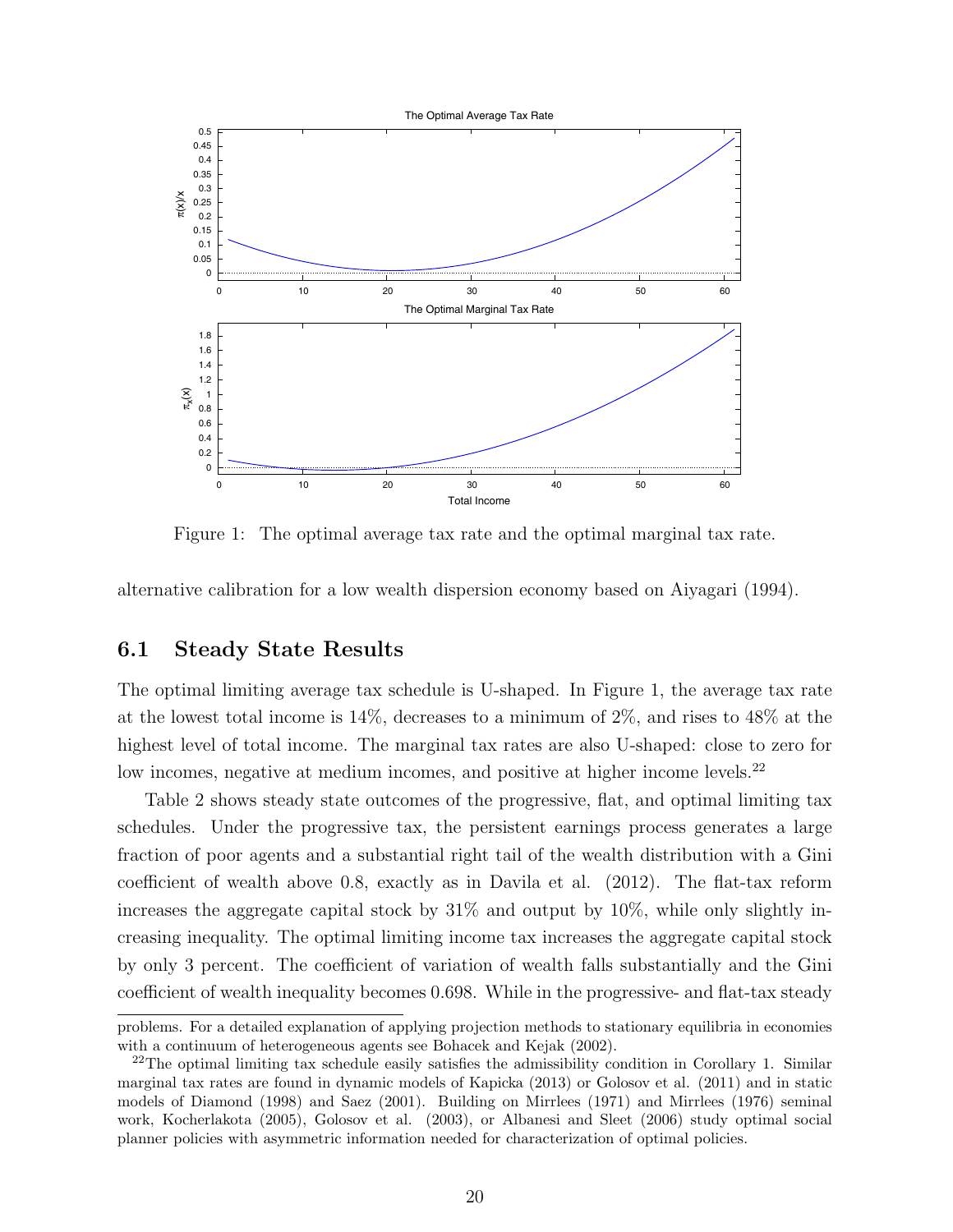Figure 1: The optimal average tax rate and the optimal marginal tax rate.

alternative calibration for a low wealth dispersion economy based on Aiyagari (1994).

### 6.1 Steady State Results

The optimal limiting average tax schedule is U-shaped. In Figure 1, the average tax rate at the lowest total income is 14%, decreases to a minimum of 2%, and rises to 48% at the highest level of total income. The marginal tax rates are also U-shaped: close to zero for low incomes, negative at medium incomes, and positive at higher income levels.[22]

Table 2 shows steady state outcomes of the progressive, flat, and optimal limiting tax schedules. Under the progressive tax, the persistent earnings process generates a large fraction of poor agents and a substantial right tail of the wealth distribution with a Gini coefficient of wealth above 0.8, exactly as in Davila et al. (2012). The flat-tax reform increases the aggregate capital stock by 31% and output by 10%, while only slightly increasing inequality. The optimal limiting income tax increases the aggregate capital stock by only 3 percent. The coefficient of variation of wealth falls substantially and the Gini coefficient of wealth inequality becomes 0.698. While in the progressive- and flat-tax steady

problems. For a detailed explanation of applying projection methods to stationary equilibria in economies with a continuum of heterogeneous agents see Bohacek and Kejak (2002).

[22] The optimal limiting tax schedule easily satisfies the admissibility condition in Corollary 1. Similar marginal tax rates are found in dynamic models of Kapicka (2013) or Golosov et al. (2011) and in static models of Diamond (1998) and Saez (2001). Building on Mirrlees (1971) and Mirrlees (1976) seminal work, Kocherlakota (2005), Golosov et al. (2003), or Albanesi and Sleet (2006) study optimal social planner policies with asymmetric information needed for characterization of optimal policies.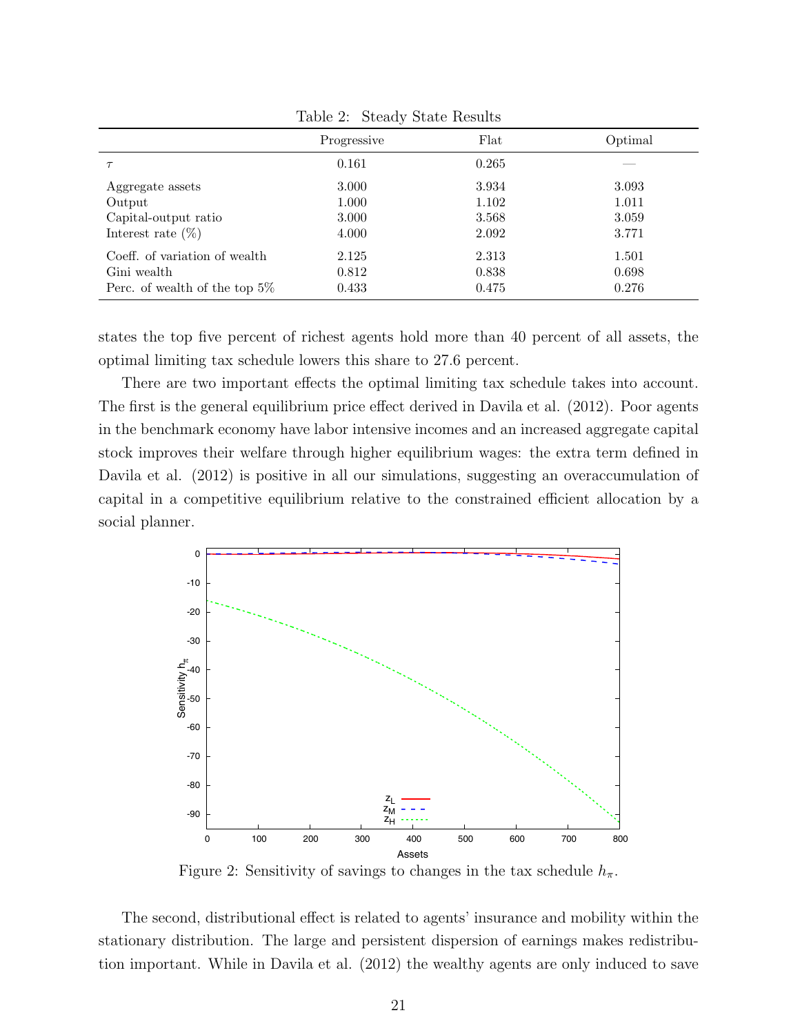Table 2: Steady State Results

| | Progressive | Flat | Optimal |
|---|---|---|---|
| $\tau$ | 0.161 | 0.265 | — |
| Aggregate assets | 3.000 | 3.934 | 3.093 |
| Output | 1.000 | 1.102 | 1.011 |
| Capital-output ratio | 3.000 | 3.568 | 3.059 |
| Interest rate (%) | 4.000 | 2.092 | 3.771 |
| Coeff. of variation of wealth | 2.125 | 2.313 | 1.501 |
| Gini wealth | 0.812 | 0.838 | 0.698 |
| Perc. of wealth of the top 5% | 0.433 | 0.475 | 0.276 |

states the top five percent of richest agents hold more than 40 percent of all assets, the optimal limiting tax schedule lowers this share to 27.6 percent.

There are two important effects the optimal limiting tax schedule takes into account. The first is the general equilibrium price effect derived in Davila et al. (2012). Poor agents in the benchmark economy have labor intensive incomes and an increased aggregate capital stock improves their welfare through higher equilibrium wages: the extra term defined in Davila et al. (2012) is positive in all our simulations, suggesting an overaccumulation of capital in a competitive equilibrium relative to the constrained efficient allocation by a social planner.

Figure 2: Sensitivity of savings to changes in the tax schedule $h_\pi$.

The second, distributional effect is related to agents' insurance and mobility within the stationary distribution. The large and persistent dispersion of earnings makes redistribution important. While in Davila et al. (2012) the wealthy agents are only induced to save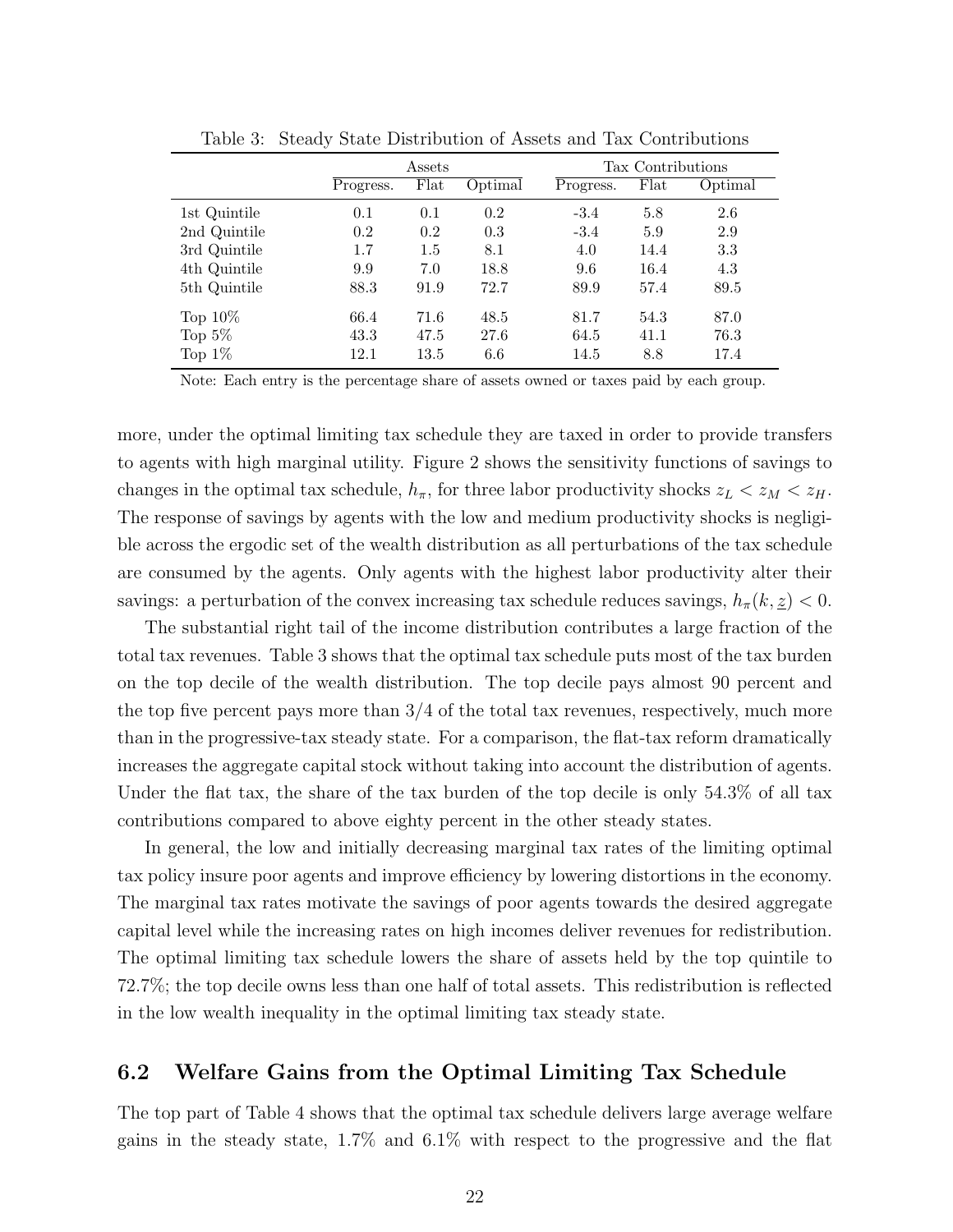Table 3: Steady State Distribution of Assets and Tax Contributions

| | Assets | | | Tax Contributions | | |
|---|---|---|---|---|---|---|
| | Progress. | Flat | Optimal | Progress. | Flat | Optimal |
| 1st Quintile | 0.1 | 0.1 | 0.2 | -3.4 | 5.8 | 2.6 |
| 2nd Quintile | 0.2 | 0.2 | 0.3 | -3.4 | 5.9 | 2.9 |
| 3rd Quintile | 1.7 | 1.5 | 8.1 | 4.0 | 14.4 | 3.3 |
| 4th Quintile | 9.9 | 7.0 | 18.8 | 9.6 | 16.4 | 4.3 |
| 5th Quintile | 88.3 | 91.9 | 72.7 | 89.9 | 57.4 | 89.5 |
| Top 10% | 66.4 | 71.6 | 48.5 | 81.7 | 54.3 | 87.0 |
| Top 5% | 43.3 | 47.5 | 27.6 | 64.5 | 41.1 | 76.3 |
| Top 1% | 12.1 | 13.5 | 6.6 | 14.5 | 8.8 | 17.4 |

Note: Each entry is the percentage share of assets owned or taxes paid by each group.

more, under the optimal limiting tax schedule they are taxed in order to provide transfers to agents with high marginal utility. Figure 2 shows the sensitivity functions of savings to changes in the optimal tax schedule, $h_\pi$, for three labor productivity shocks $z_L < z_M < z_H$. The response of savings by agents with the low and medium productivity shocks is negligible across the ergodic set of the wealth distribution as all perturbations of the tax schedule are consumed by the agents. Only agents with the highest labor productivity alter their savings: a perturbation of the convex increasing tax schedule reduces savings, $h_\pi(k, \underline{z}) < 0$.

The substantial right tail of the income distribution contributes a large fraction of the total tax revenues. Table 3 shows that the optimal tax schedule puts most of the tax burden on the top decile of the wealth distribution. The top decile pays almost 90 percent and the top five percent pays more than 3/4 of the total tax revenues, respectively, much more than in the progressive-tax steady state. For a comparison, the flat-tax reform dramatically increases the aggregate capital stock without taking into account the distribution of agents. Under the flat tax, the share of the tax burden of the top decile is only 54.3% of all tax contributions compared to above eighty percent in the other steady states.

In general, the low and initially decreasing marginal tax rates of the limiting optimal tax policy insure poor agents and improve efficiency by lowering distortions in the economy. The marginal tax rates motivate the savings of poor agents towards the desired aggregate capital level while the increasing rates on high incomes deliver revenues for redistribution. The optimal limiting tax schedule lowers the share of assets held by the top quintile to 72.7%; the top decile owns less than one half of total assets. This redistribution is reflected in the low wealth inequality in the optimal limiting tax steady state.

## 6.2 Welfare Gains from the Optimal Limiting Tax Schedule

The top part of Table 4 shows that the optimal tax schedule delivers large average welfare gains in the steady state, 1.7% and 6.1% with respect to the progressive and the flat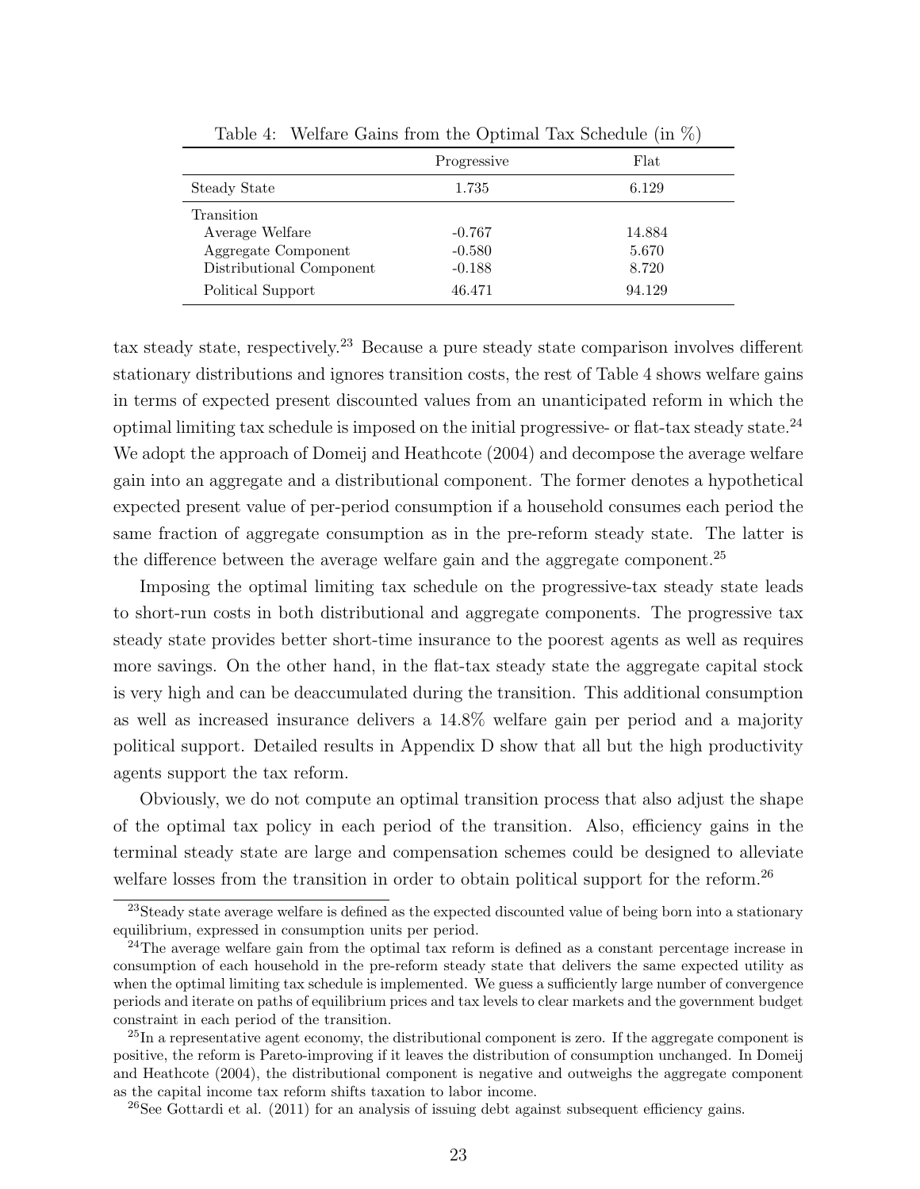Table 4: Welfare Gains from the Optimal Tax Schedule (in %)

| | Progressive | Flat |
|---|---|---|
| Steady State | 1.735 | 6.129 |
| Transition | | |
| Average Welfare | -0.767 | 14.884 |
| Aggregate Component | -0.580 | 5.670 |
| Distributional Component | -0.188 | 8.720 |
| Political Support | 46.471 | 94.129 |

tax steady state, respectively.[23] Because a pure steady state comparison involves different stationary distributions and ignores transition costs, the rest of Table 4 shows welfare gains in terms of expected present discounted values from an unanticipated reform in which the optimal limiting tax schedule is imposed on the initial progressive- or flat-tax steady state.[24] We adopt the approach of Domeij and Heathcote (2004) and decompose the average welfare gain into an aggregate and a distributional component. The former denotes a hypothetical expected present value of per-period consumption if a household consumes each period the same fraction of aggregate consumption as in the pre-reform steady state. The latter is the difference between the average welfare gain and the aggregate component.[25]

Imposing the optimal limiting tax schedule on the progressive-tax steady state leads to short-run costs in both distributional and aggregate components. The progressive tax steady state provides better short-time insurance to the poorest agents as well as requires more savings. On the other hand, in the flat-tax steady state the aggregate capital stock is very high and can be deaccumulated during the transition. This additional consumption as well as increased insurance delivers a 14.8% welfare gain per period and a majority political support. Detailed results in Appendix D show that all but the high productivity agents support the tax reform.

Obviously, we do not compute an optimal transition process that also adjust the shape of the optimal tax policy in each period of the transition. Also, efficiency gains in the terminal steady state are large and compensation schemes could be designed to alleviate welfare losses from the transition in order to obtain political support for the reform.[26]

[23] Steady state average welfare is defined as the expected discounted value of being born into a stationary equilibrium, expressed in consumption units per period.

[24] The average welfare gain from the optimal tax reform is defined as a constant percentage increase in consumption of each household in the pre-reform steady state that delivers the same expected utility as when the optimal limiting tax schedule is implemented. We guess a sufficiently large number of convergence periods and iterate on paths of equilibrium prices and tax levels to clear markets and the government budget constraint in each period of the transition.

[25] In a representative agent economy, the distributional component is zero. If the aggregate component is positive, the reform is Pareto-improving if it leaves the distribution of consumption unchanged. In Domeij and Heathcote (2004), the distributional component is negative and outweighs the aggregate component as the capital income tax reform shifts taxation to labor income.

[26] See Gottardi et al. (2011) for an analysis of issuing debt against subsequent efficiency gains.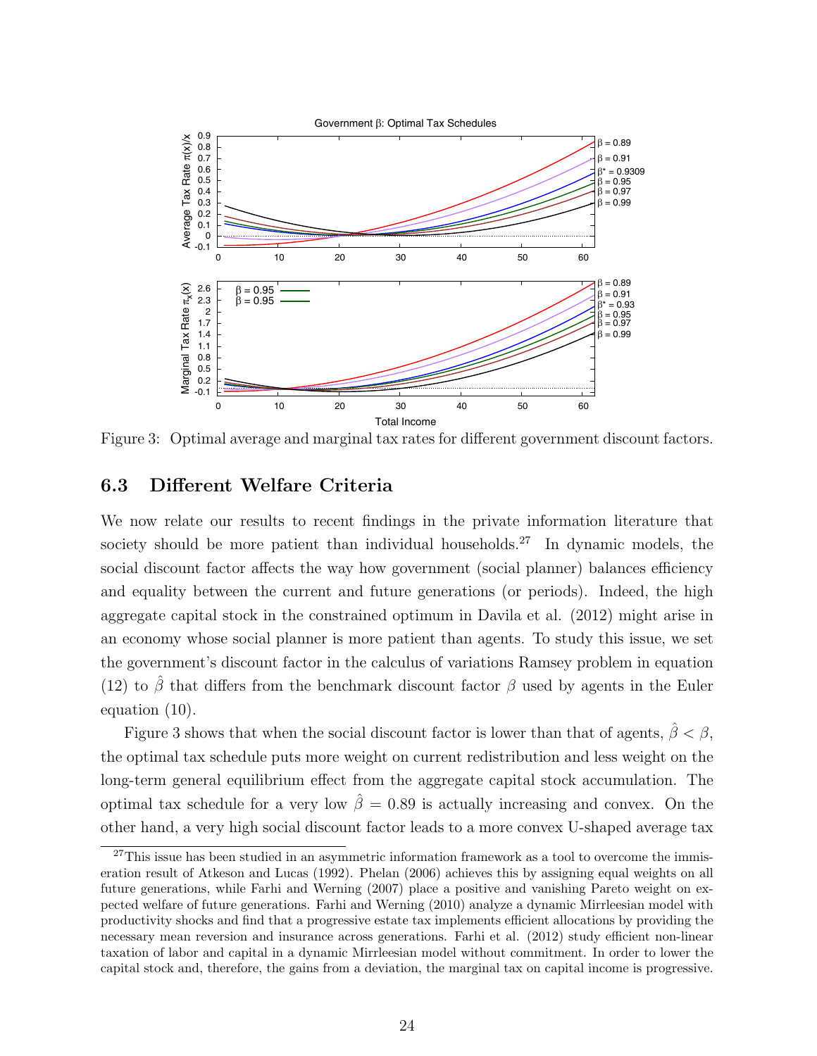Figure 3: Optimal average and marginal tax rates for different government discount factors.

### 6.3 Different Welfare Criteria

We now relate our results to recent findings in the private information literature that society should be more patient than individual households.[27] In dynamic models, the social discount factor affects the way how government (social planner) balances efficiency and equality between the current and future generations (or periods). Indeed, the high aggregate capital stock in the constrained optimum in Davila et al. (2012) might arise in an economy whose social planner is more patient than agents. To study this issue, we set the government's discount factor in the calculus of variations Ramsey problem in equation (12) to $\hat{\beta}$ that differs from the benchmark discount factor $\beta$ used by agents in the Euler equation (10).

Figure 3 shows that when the social discount factor is lower than that of agents, $\hat{\beta} < \beta$, the optimal tax schedule puts more weight on current redistribution and less weight on the long-term general equilibrium effect from the aggregate capital stock accumulation. The optimal tax schedule for a very low $\hat{\beta} = 0.89$ is actually increasing and convex. On the other hand, a very high social discount factor leads to a more convex U-shaped average tax

[27] This issue has been studied in an asymmetric information framework as a tool to overcome the immiseration result of Atkeson and Lucas (1992). Phelan (2006) achieves this by assigning equal weights on all future generations, while Farhi and Werning (2007) place a positive and vanishing Pareto weight on expected welfare of future generations. Farhi and Werning (2010) analyze a dynamic Mirrleesian model with productivity shocks and find that a progressive estate tax implements efficient allocations by providing the necessary mean reversion and insurance across generations. Farhi et al. (2012) study efficient non-linear taxation of labor and capital in a dynamic Mirrleesian model without commitment. In order to lower the capital stock and, therefore, the gains from a deviation, the marginal tax on capital income is progressive.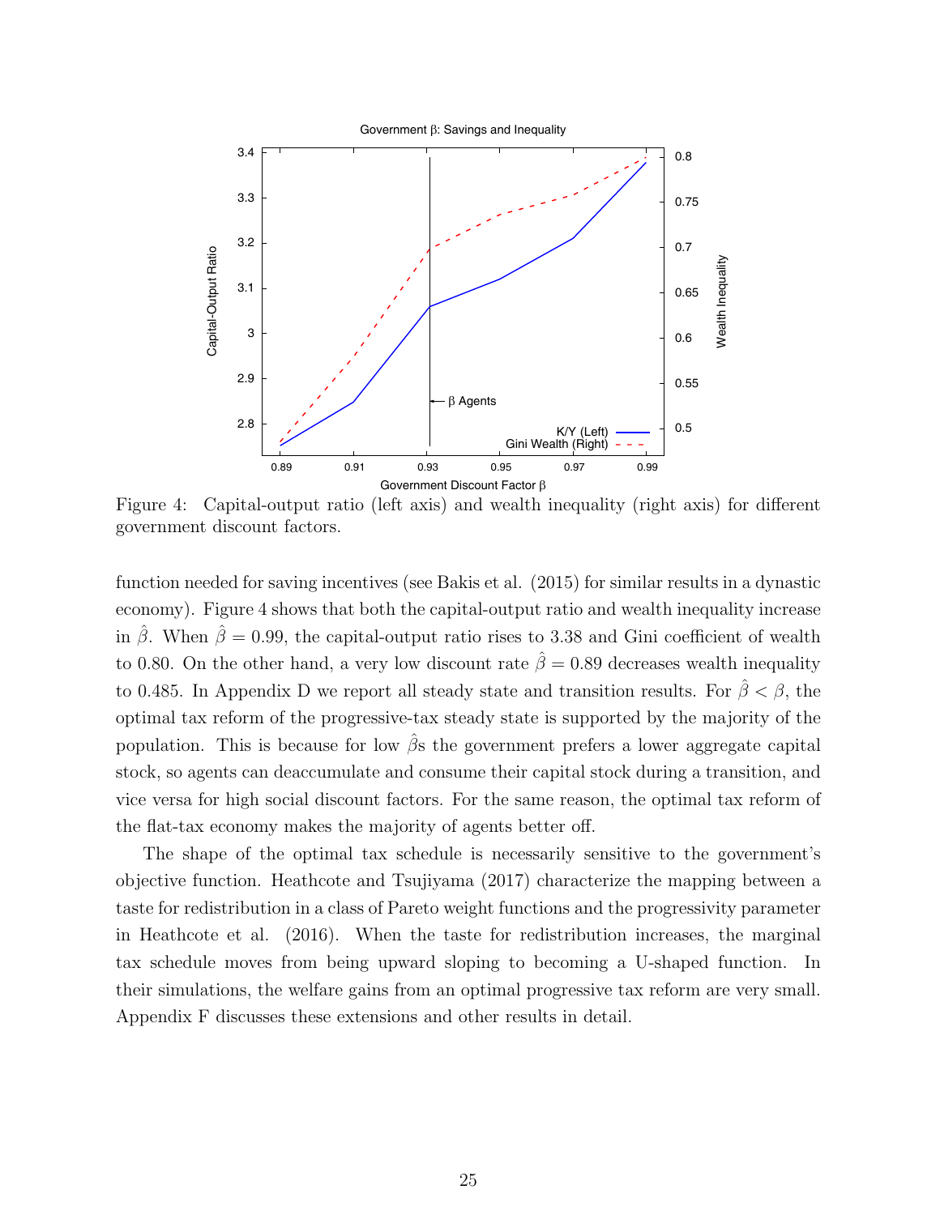Figure 4: Capital-output ratio (left axis) and wealth inequality (right axis) for different government discount factors.

function needed for saving incentives (see Bakis et al. (2015) for similar results in a dynastic economy). Figure 4 shows that both the capital-output ratio and wealth inequality increase in $\hat{\beta}$. When $\hat{\beta} = 0.99$, the capital-output ratio rises to 3.38 and Gini coefficient of wealth to 0.80. On the other hand, a very low discount rate $\hat{\beta} = 0.89$ decreases wealth inequality to 0.485. In Appendix D we report all steady state and transition results. For $\hat{\beta} < \beta$, the optimal tax reform of the progressive-tax steady state is supported by the majority of the population. This is because for low $\hat{\beta}$s the government prefers a lower aggregate capital stock, so agents can deaccumulate and consume their capital stock during a transition, and vice versa for high social discount factors. For the same reason, the optimal tax reform of the flat-tax economy makes the majority of agents better off.

The shape of the optimal tax schedule is necessarily sensitive to the government's objective function. Heathcote and Tsujiyama (2017) characterize the mapping between a taste for redistribution in a class of Pareto weight functions and the progressivity parameter in Heathcote et al. (2016). When the taste for redistribution increases, the marginal tax schedule moves from being upward sloping to becoming a U-shaped function. In their simulations, the welfare gains from an optimal progressive tax reform are very small. Appendix F discusses these extensions and other results in detail.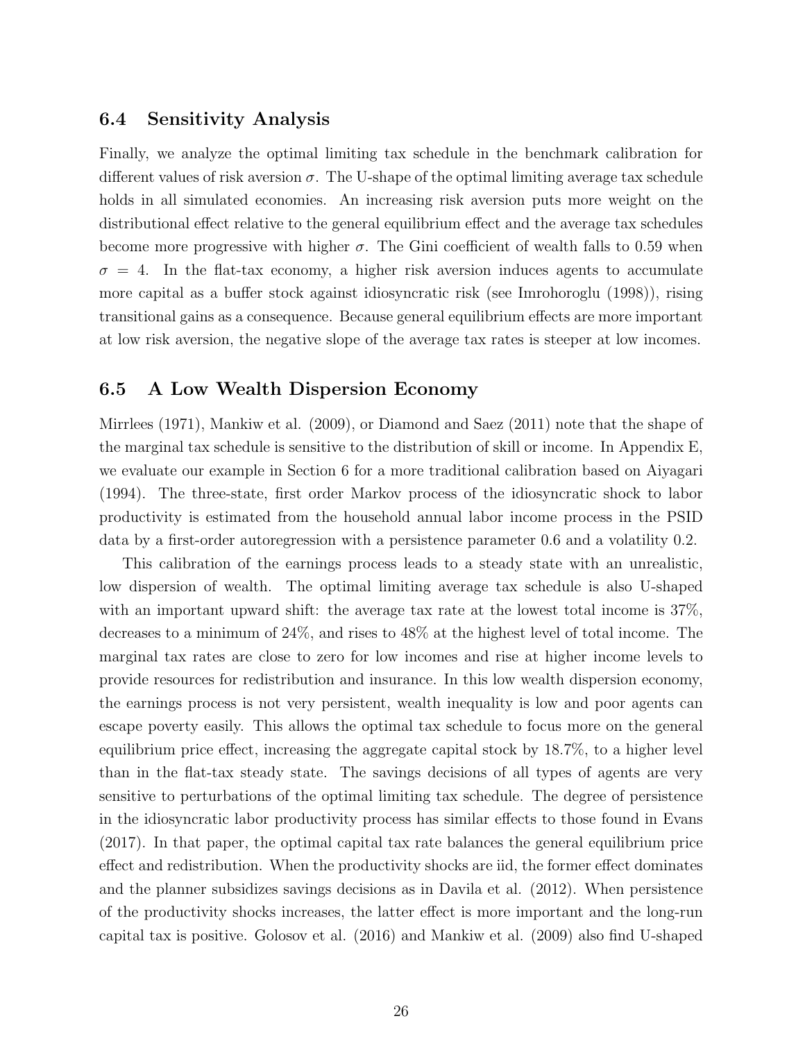### 6.4 Sensitivity Analysis

Finally, we analyze the optimal limiting tax schedule in the benchmark calibration for different values of risk aversion $\sigma$. The U-shape of the optimal limiting average tax schedule holds in all simulated economies. An increasing risk aversion puts more weight on the distributional effect relative to the general equilibrium effect and the average tax schedules become more progressive with higher $\sigma$. The Gini coefficient of wealth falls to 0.59 when $\sigma = 4$. In the flat-tax economy, a higher risk aversion induces agents to accumulate more capital as a buffer stock against idiosyncratic risk (see Imrohoroglu (1998)), rising transitional gains as a consequence. Because general equilibrium effects are more important at low risk aversion, the negative slope of the average tax rates is steeper at low incomes.

### 6.5 A Low Wealth Dispersion Economy

Mirrlees (1971), Mankiw et al. (2009), or Diamond and Saez (2011) note that the shape of the marginal tax schedule is sensitive to the distribution of skill or income. In Appendix E, we evaluate our example in Section 6 for a more traditional calibration based on Aiyagari (1994). The three-state, first order Markov process of the idiosyncratic shock to labor productivity is estimated from the household annual labor income process in the PSID data by a first-order autoregression with a persistence parameter 0.6 and a volatility 0.2.

This calibration of the earnings process leads to a steady state with an unrealistic, low dispersion of wealth. The optimal limiting average tax schedule is also U-shaped with an important upward shift: the average tax rate at the lowest total income is 37%, decreases to a minimum of 24%, and rises to 48% at the highest level of total income. The marginal tax rates are close to zero for low incomes and rise at higher income levels to provide resources for redistribution and insurance. In this low wealth dispersion economy, the earnings process is not very persistent, wealth inequality is low and poor agents can escape poverty easily. This allows the optimal tax schedule to focus more on the general equilibrium price effect, increasing the aggregate capital stock by 18.7%, to a higher level than in the flat-tax steady state. The savings decisions of all types of agents are very sensitive to perturbations of the optimal limiting tax schedule. The degree of persistence in the idiosyncratic labor productivity process has similar effects to those found in Evans (2017). In that paper, the optimal capital tax rate balances the general equilibrium price effect and redistribution. When the productivity shocks are iid, the former effect dominates and the planner subsidizes savings decisions as in Davila et al. (2012). When persistence of the productivity shocks increases, the latter effect is more important and the long-run capital tax is positive. Golosov et al. (2016) and Mankiw et al. (2009) also find U-shaped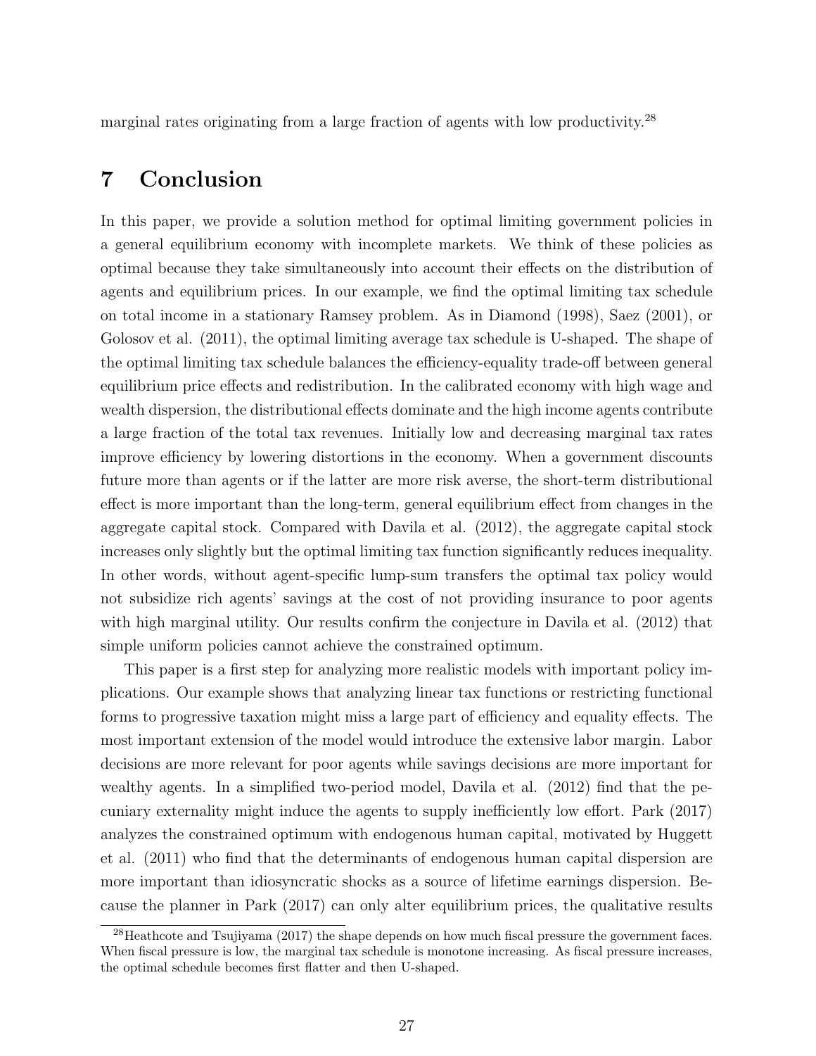marginal rates originating from a large fraction of agents with low productivity.[28]

# 7 Conclusion

In this paper, we provide a solution method for optimal limiting government policies in a general equilibrium economy with incomplete markets. We think of these policies as optimal because they take simultaneously into account their effects on the distribution of agents and equilibrium prices. In our example, we find the optimal limiting tax schedule on total income in a stationary Ramsey problem. As in Diamond (1998), Saez (2001), or Golosov et al. (2011), the optimal limiting average tax schedule is U-shaped. The shape of the optimal limiting tax schedule balances the efficiency-equality trade-off between general equilibrium price effects and redistribution. In the calibrated economy with high wage and wealth dispersion, the distributional effects dominate and the high income agents contribute a large fraction of the total tax revenues. Initially low and decreasing marginal tax rates improve efficiency by lowering distortions in the economy. When a government discounts future more than agents or if the latter are more risk averse, the short-term distributional effect is more important than the long-term, general equilibrium effect from changes in the aggregate capital stock. Compared with Davila et al. (2012), the aggregate capital stock increases only slightly but the optimal limiting tax function significantly reduces inequality. In other words, without agent-specific lump-sum transfers the optimal tax policy would not subsidize rich agents' savings at the cost of not providing insurance to poor agents with high marginal utility. Our results confirm the conjecture in Davila et al. (2012) that simple uniform policies cannot achieve the constrained optimum.

This paper is a first step for analyzing more realistic models with important policy implications. Our example shows that analyzing linear tax functions or restricting functional forms to progressive taxation might miss a large part of efficiency and equality effects. The most important extension of the model would introduce the extensive labor margin. Labor decisions are more relevant for poor agents while savings decisions are more important for wealthy agents. In a simplified two-period model, Davila et al. (2012) find that the pecuniary externality might induce the agents to supply inefficiently low effort. Park (2017) analyzes the constrained optimum with endogenous human capital, motivated by Huggett et al. (2011) who find that the determinants of endogenous human capital dispersion are more important than idiosyncratic shocks as a source of lifetime earnings dispersion. Because the planner in Park (2017) can only alter equilibrium prices, the qualitative results

[28] Heathcote and Tsujiyama (2017) the shape depends on how much fiscal pressure the government faces. When fiscal pressure is low, the marginal tax schedule is monotone increasing. As fiscal pressure increases, the optimal schedule becomes first flatter and then U-shaped.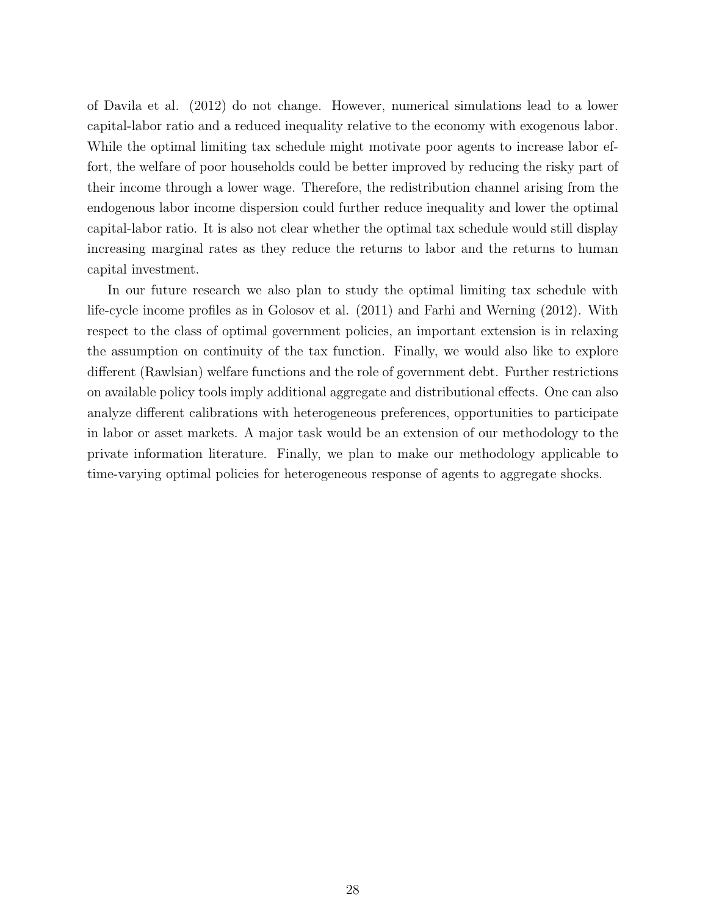of Davila et al. (2012) do not change. However, numerical simulations lead to a lower capital-labor ratio and a reduced inequality relative to the economy with exogenous labor. While the optimal limiting tax schedule might motivate poor agents to increase labor effort, the welfare of poor households could be better improved by reducing the risky part of their income through a lower wage. Therefore, the redistribution channel arising from the endogenous labor income dispersion could further reduce inequality and lower the optimal capital-labor ratio. It is also not clear whether the optimal tax schedule would still display increasing marginal rates as they reduce the returns to labor and the returns to human capital investment.

In our future research we also plan to study the optimal limiting tax schedule with life-cycle income profiles as in Golosov et al. (2011) and Farhi and Werning (2012). With respect to the class of optimal government policies, an important extension is in relaxing the assumption on continuity of the tax function. Finally, we would also like to explore different (Rawlsian) welfare functions and the role of government debt. Further restrictions on available policy tools imply additional aggregate and distributional effects. One can also analyze different calibrations with heterogeneous preferences, opportunities to participate in labor or asset markets. A major task would be an extension of our methodology to the private information literature. Finally, we plan to make our methodology applicable to time-varying optimal policies for heterogeneous response of agents to aggregate shocks.